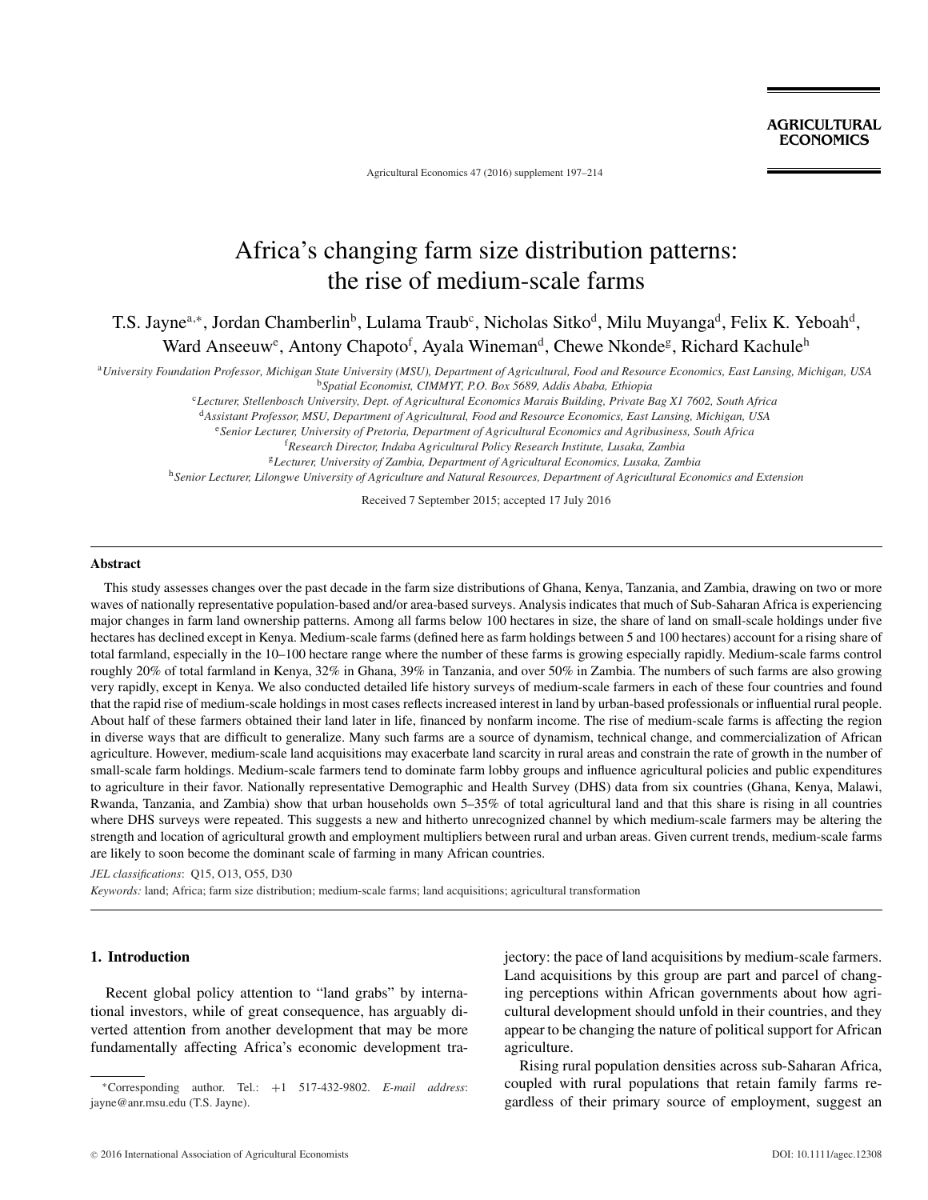# Africa's changing farm size distribution patterns: the rise of medium-scale farms

T.S. Jayne[a,*], Jordan Chamberlin[b], Lulama Traub[c], Nicholas Sitko[d], Milu Muyanga[d], Felix K. Yeboah[d], Ward Anseeuw[e], Antony Chapoto[f], Ayala Wineman[d], Chewe Nkonde[g], Richard Kachule[h]

[a] *University Foundation Professor, Michigan State University (MSU), Department of Agricultural, Food and Resource Economics, East Lansing, Michigan, USA*
[b] *Spatial Economist, CIMMYT, P.O. Box 5689, Addis Ababa, Ethiopia*
[c] *Lecturer, Stellenbosch University, Dept. of Agricultural Economics Marais Building, Private Bag X1 7602, South Africa*
[d] *Assistant Professor, MSU, Department of Agricultural, Food and Resource Economics, East Lansing, Michigan, USA*
[e] *Senior Lecturer, University of Pretoria, Department of Agricultural Economics and Agribusiness, South Africa*
[f] *Research Director, Indaba Agricultural Policy Research Institute, Lusaka, Zambia*
[g] *Lecturer, University of Zambia, Department of Agricultural Economics, Lusaka, Zambia*
[h] *Senior Lecturer, Lilongwe University of Agriculture and Natural Resources, Department of Agricultural Economics and Extension*

Received 7 September 2015; accepted 17 July 2016

## Abstract

This study assesses changes over the past decade in the farm size distributions of Ghana, Kenya, Tanzania, and Zambia, drawing on two or more waves of nationally representative population-based and/or area-based surveys. Analysis indicates that much of Sub-Saharan Africa is experiencing major changes in farm land ownership patterns. Among all farms below 100 hectares in size, the share of land on small-scale holdings under five hectares has declined except in Kenya. Medium-scale farms (defined here as farm holdings between 5 and 100 hectares) account for a rising share of total farmland, especially in the 10–100 hectare range where the number of these farms is growing especially rapidly. Medium-scale farms control roughly 20% of total farmland in Kenya, 32% in Ghana, 39% in Tanzania, and over 50% in Zambia. The numbers of such farms are also growing very rapidly, except in Kenya. We also conducted detailed life history surveys of medium-scale farmers in each of these four countries and found that the rapid rise of medium-scale holdings in most cases reflects increased interest in land by urban-based professionals or influential rural people. About half of these farmers obtained their land later in life, financed by nonfarm income. The rise of medium-scale farms is affecting the region in diverse ways that are difficult to generalize. Many such farms are a source of dynamism, technical change, and commercialization of African agriculture. However, medium-scale land acquisitions may exacerbate land scarcity in rural areas and constrain the rate of growth in the number of small-scale farm holdings. Medium-scale farmers tend to dominate farm lobby groups and influence agricultural policies and public expenditures to agriculture in their favor. Nationally representative Demographic and Health Survey (DHS) data from six countries (Ghana, Kenya, Malawi, Rwanda, Tanzania, and Zambia) show that urban households own 5–35% of total agricultural land and that this share is rising in all countries where DHS surveys were repeated. This suggests a new and hitherto unrecognized channel by which medium-scale farmers may be altering the strength and location of agricultural growth and employment multipliers between rural and urban areas. Given current trends, medium-scale farms are likely to soon become the dominant scale of farming in many African countries.

*JEL classifications*: Q15, O13, O55, D30

*Keywords:* land; Africa; farm size distribution; medium-scale farms; land acquisitions; agricultural transformation

## 1. Introduction

Recent global policy attention to "land grabs" by international investors, while of great consequence, has arguably diverted attention from another development that may be more fundamentally affecting Africa's economic development trajectory: the pace of land acquisitions by medium-scale farmers. Land acquisitions by this group are part and parcel of changing perceptions within African governments about how agricultural development should unfold in their countries, and they appear to be changing the nature of political support for African agriculture.

Rising rural population densities across sub-Saharan Africa, coupled with rural populations that retain family farms regardless of their primary source of employment, suggest an

*Corresponding author. Tel.: +1 517-432-9802. *E-mail address*: jayne@anr.msu.edu (T.S. Jayne).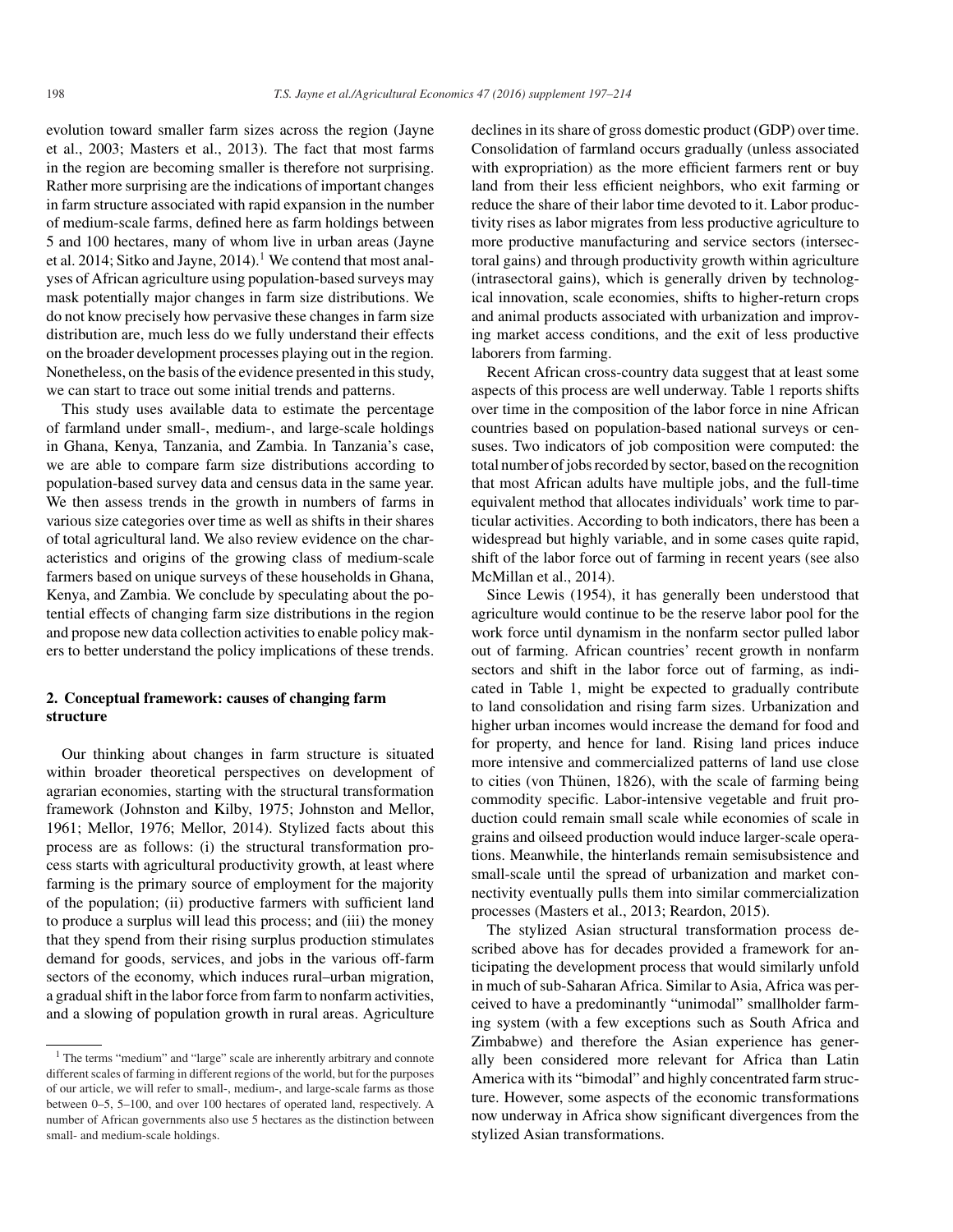evolution toward smaller farm sizes across the region (Jayne et al., 2003; Masters et al., 2013). The fact that most farms in the region are becoming smaller is therefore not surprising. Rather more surprising are the indications of important changes in farm structure associated with rapid expansion in the number of medium-scale farms, defined here as farm holdings between 5 and 100 hectares, many of whom live in urban areas (Jayne et al. 2014; Sitko and Jayne, 2014).[1] We contend that most analyses of African agriculture using population-based surveys may mask potentially major changes in farm size distributions. We do not know precisely how pervasive these changes in farm size distribution are, much less do we fully understand their effects on the broader development processes playing out in the region. Nonetheless, on the basis of the evidence presented in this study, we can start to trace out some initial trends and patterns.

This study uses available data to estimate the percentage of farmland under small-, medium-, and large-scale holdings in Ghana, Kenya, Tanzania, and Zambia. In Tanzania's case, we are able to compare farm size distributions according to population-based survey data and census data in the same year. We then assess trends in the growth in numbers of farms in various size categories over time as well as shifts in their shares of total agricultural land. We also review evidence on the characteristics and origins of the growing class of medium-scale farmers based on unique surveys of these households in Ghana, Kenya, and Zambia. We conclude by speculating about the potential effects of changing farm size distributions in the region and propose new data collection activities to enable policy makers to better understand the policy implications of these trends.

## 2. Conceptual framework: causes of changing farm structure

Our thinking about changes in farm structure is situated within broader theoretical perspectives on development of agrarian economies, starting with the structural transformation framework (Johnston and Kilby, 1975; Johnston and Mellor, 1961; Mellor, 1976; Mellor, 2014). Stylized facts about this process are as follows: (i) the structural transformation process starts with agricultural productivity growth, at least where farming is the primary source of employment for the majority of the population; (ii) productive farmers with sufficient land to produce a surplus will lead this process; and (iii) the money that they spend from their rising surplus production stimulates demand for goods, services, and jobs in the various off-farm sectors of the economy, which induces rural–urban migration, a gradual shift in the labor force from farm to nonfarm activities, and a slowing of population growth in rural areas. Agriculture declines in its share of gross domestic product (GDP) over time. Consolidation of farmland occurs gradually (unless associated with expropriation) as the more efficient farmers rent or buy land from their less efficient neighbors, who exit farming or reduce the share of their labor time devoted to it. Labor productivity rises as labor migrates from less productive agriculture to more productive manufacturing and service sectors (intersectoral gains) and through productivity growth within agriculture (intrasectoral gains), which is generally driven by technological innovation, scale economies, shifts to higher-return crops and animal products associated with urbanization and improving market access conditions, and the exit of less productive laborers from farming.

Recent African cross-country data suggest that at least some aspects of this process are well underway. Table 1 reports shifts over time in the composition of the labor force in nine African countries based on population-based national surveys or censuses. Two indicators of job composition were computed: the total number of jobs recorded by sector, based on the recognition that most African adults have multiple jobs, and the full-time equivalent method that allocates individuals' work time to particular activities. According to both indicators, there has been a widespread but highly variable, and in some cases quite rapid, shift of the labor force out of farming in recent years (see also McMillan et al., 2014).

Since Lewis (1954), it has generally been understood that agriculture would continue to be the reserve labor pool for the work force until dynamism in the nonfarm sector pulled labor out of farming. African countries' recent growth in nonfarm sectors and shift in the labor force out of farming, as indicated in Table 1, might be expected to gradually contribute to land consolidation and rising farm sizes. Urbanization and higher urban incomes would increase the demand for food and for property, and hence for land. Rising land prices induce more intensive and commercialized patterns of land use close to cities (von Thünen, 1826), with the scale of farming being commodity specific. Labor-intensive vegetable and fruit production could remain small scale while economies of scale in grains and oilseed production would induce larger-scale operations. Meanwhile, the hinterlands remain semisubsistence and small-scale until the spread of urbanization and market connectivity eventually pulls them into similar commercialization processes (Masters et al., 2013; Reardon, 2015).

The stylized Asian structural transformation process described above has for decades provided a framework for anticipating the development process that would similarly unfold in much of sub-Saharan Africa. Similar to Asia, Africa was perceived to have a predominantly "unimodal" smallholder farming system (with a few exceptions such as South Africa and Zimbabwe) and therefore the Asian experience has generally been considered more relevant for Africa than Latin America with its "bimodal" and highly concentrated farm structure. However, some aspects of the economic transformations now underway in Africa show significant divergences from the stylized Asian transformations.

[1] The terms "medium" and "large" scale are inherently arbitrary and connote different scales of farming in different regions of the world, but for the purposes of our article, we will refer to small-, medium-, and large-scale farms as those between 0–5, 5–100, and over 100 hectares of operated land, respectively. A number of African governments also use 5 hectares as the distinction between small- and medium-scale holdings.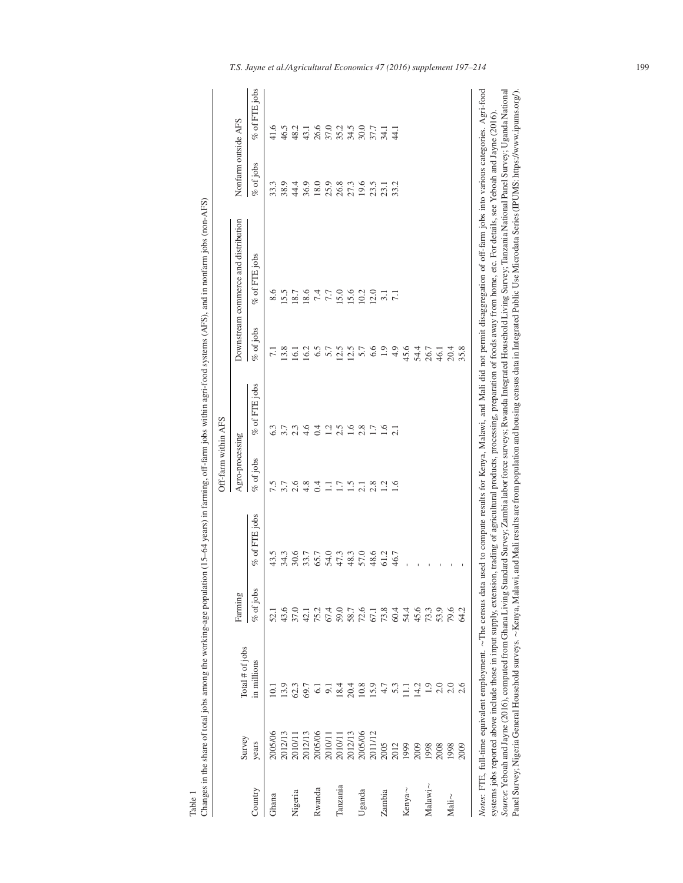Table 1

Changes in the share of total jobs among the working-age population (15–64 years) in farming, off-farm jobs within agri-food systems (AFS), and in nonfarm jobs (non-AFS)

| Country | Survey years | Total # of jobs in millions | Farming | | Off-farm within AFS | | | | Nonfarm outside AFS | |
|---|---|---|---|---|---|---|---|---|---|---|
| | | | | | Agro-processing | | Downstream commerce and distribution | | | |
| | | | % of jobs | % of FTE jobs | % of jobs | % of FTE jobs | % of jobs | % of FTE jobs | % of jobs | % of FTE jobs |
| Ghana | 2005/06 | 10.1 | 52.1 | 43.5 | 7.5 | 6.3 | 7.1 | 8.6 | 33.3 | 41.6 |
| | 2012/13 | 13.9 | 43.6 | 34.3 | 3.7 | 3.7 | 13.8 | 15.5 | 38.9 | 46.5 |
| Nigeria | 2010/11 | 62.3 | 37.0 | 30.6 | 2.6 | 2.3 | 16.1 | 18.7 | 44.4 | 48.2 |
| | 2012/13 | 69.7 | 42.1 | 33.7 | 4.8 | 4.6 | 16.2 | 18.6 | 36.9 | 43.1 |
| Rwanda | 2005/06 | 6.1 | 75.2 | 65.7 | 0.4 | 0.4 | 6.5 | 7.4 | 18.0 | 26.6 |
| | 2010/11 | 9.1 | 67.4 | 54.0 | 1.1 | 1.2 | 5.7 | 7.7 | 25.9 | 37.0 |
| Tanzania | 2010/11 | 18.4 | 59.0 | 47.3 | 1.7 | 2.5 | 12.5 | 15.0 | 26.8 | 35.2 |
| | 2012/13 | 20.4 | 58.7 | 48.3 | 1.5 | 1.6 | 12.5 | 15.6 | 27.3 | 34.5 |
| Uganda | 2005/06 | 10.8 | 72.6 | 57.0 | 2.1 | 2.8 | 5.7 | 10.2 | 19.6 | 30.0 |
| | 2011/12 | 15.9 | 67.1 | 48.6 | 2.8 | 1.7 | 6.6 | 12.0 | 23.5 | 37.7 |
| Zambia | 2005 | 4.7 | 73.8 | 61.2 | 1.2 | 1.6 | 1.9 | 3.1 | 23.1 | 34.1 |
| | 2012 | 5.3 | 60.4 | 46.7 | 1.6 | 2.1 | 4.9 | 7.1 | 33.2 | 44.1 |
| Kenya~ | 1999 | 11.1 | 54.4 | - | | | 45.6 | | | |
| | 2009 | 14.2 | 45.6 | - | | | 54.4 | | | |
| Malawi~ | 1998 | 1.9 | 73.3 | - | | | 26.7 | | | |
| | 2008 | 2.0 | 53.9 | - | | | 46.1 | | | |
| Mali~ | 1998 | 2.0 | 79.6 | - | | | 20.4 | | | |
| | 2009 | 2.6 | 64.2 | - | | | 35.8 | | | |

*Notes*: FTE, full-time equivalent employment. ~The census data used to compute results for Kenya, Malawi, and Mali did not permit disaggregation of off-farm jobs into various categories. Agri-food systems jobs reported above include those in input supply, extension, trading of agricultural products, processing, preparation of foods away from home, etc. For details, see Yeboah and Jayne (2016).

*Source*: Yeboah and Jayne (2016), computed from Ghana Living Standard Survey; Zambia labor force surveys; Rwanda Integrated Household Living Survey; Tanzania National Panel Survey; Uganda National Panel Survey; Nigeria General Household surveys. ~Kenya, Malawi, and Mali results are from population and housing census data in Integrated Public Use Microdata Series (IPUMS: https://www.ipums.org/).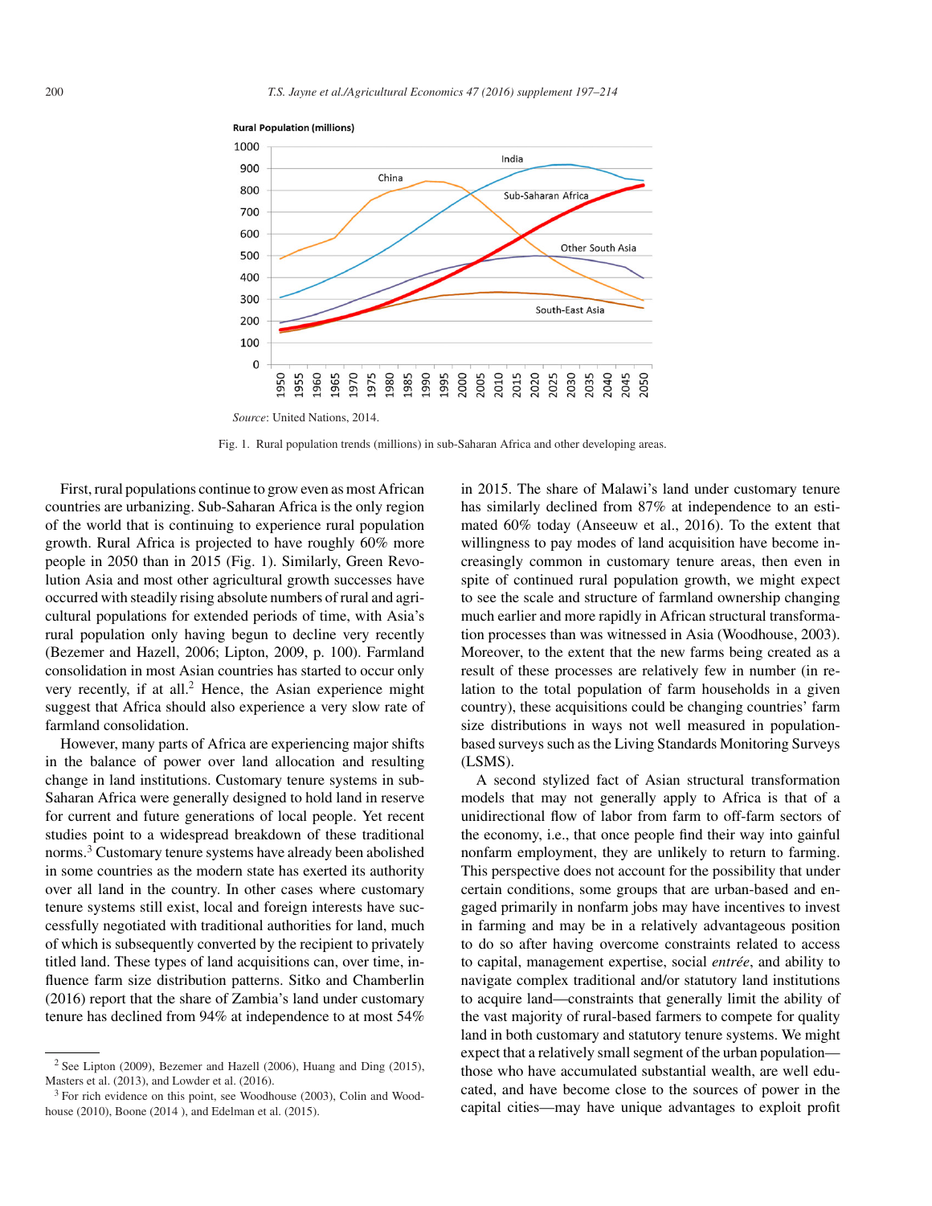Rural Population (millions)

Source: United Nations, 2014.

Fig. 1. Rural population trends (millions) in sub-Saharan Africa and other developing areas.

First, rural populations continue to grow even as most African countries are urbanizing. Sub-Saharan Africa is the only region of the world that is continuing to experience rural population growth. Rural Africa is projected to have roughly 60% more people in 2050 than in 2015 (Fig. 1). Similarly, Green Revolution Asia and most other agricultural growth successes have occurred with steadily rising absolute numbers of rural and agricultural populations for extended periods of time, with Asia's rural population only having begun to decline very recently (Bezemer and Hazell, 2006; Lipton, 2009, p. 100). Farmland consolidation in most Asian countries has started to occur only very recently, if at all.[2] Hence, the Asian experience might suggest that Africa should also experience a very slow rate of farmland consolidation.

However, many parts of Africa are experiencing major shifts in the balance of power over land allocation and resulting change in land institutions. Customary tenure systems in sub-Saharan Africa were generally designed to hold land in reserve for current and future generations of local people. Yet recent studies point to a widespread breakdown of these traditional norms.[3] Customary tenure systems have already been abolished in some countries as the modern state has exerted its authority over all land in the country. In other cases where customary tenure systems still exist, local and foreign interests have successfully negotiated with traditional authorities for land, much of which is subsequently converted by the recipient to privately titled land. These types of land acquisitions can, over time, influence farm size distribution patterns. Sitko and Chamberlin (2016) report that the share of Zambia's land under customary tenure has declined from 94% at independence to at most 54% in 2015. The share of Malawi's land under customary tenure has similarly declined from 87% at independence to an estimated 60% today (Anseeuw et al., 2016). To the extent that willingness to pay modes of land acquisition have become increasingly common in customary tenure areas, then even in spite of continued rural population growth, we might expect to see the scale and structure of farmland ownership changing much earlier and more rapidly in African structural transformation processes than was witnessed in Asia (Woodhouse, 2003). Moreover, to the extent that the new farms being created as a result of these processes are relatively few in number (in relation to the total population of farm households in a given country), these acquisitions could be changing countries' farm size distributions in ways not well measured in population-based surveys such as the Living Standards Monitoring Surveys (LSMS).

A second stylized fact of Asian structural transformation models that may not generally apply to Africa is that of a unidirectional flow of labor from farm to off-farm sectors of the economy, i.e., that once people find their way into gainful nonfarm employment, they are unlikely to return to farming. This perspective does not account for the possibility that under certain conditions, some groups that are urban-based and engaged primarily in nonfarm jobs may have incentives to invest in farming and may be in a relatively advantageous position to do so after having overcome constraints related to access to capital, management expertise, social *entrée*, and ability to navigate complex traditional and/or statutory land institutions to acquire land—constraints that generally limit the ability of the vast majority of rural-based farmers to compete for quality land in both customary and statutory tenure systems. We might expect that a relatively small segment of the urban population—those who have accumulated substantial wealth, are well educated, and have become close to the sources of power in the capital cities—may have unique advantages to exploit profit

[2] See Lipton (2009), Bezemer and Hazell (2006), Huang and Ding (2015), Masters et al. (2013), and Lowder et al. (2016).

[3] For rich evidence on this point, see Woodhouse (2003), Colin and Woodhouse (2010), Boone (2014 ), and Edelman et al. (2015).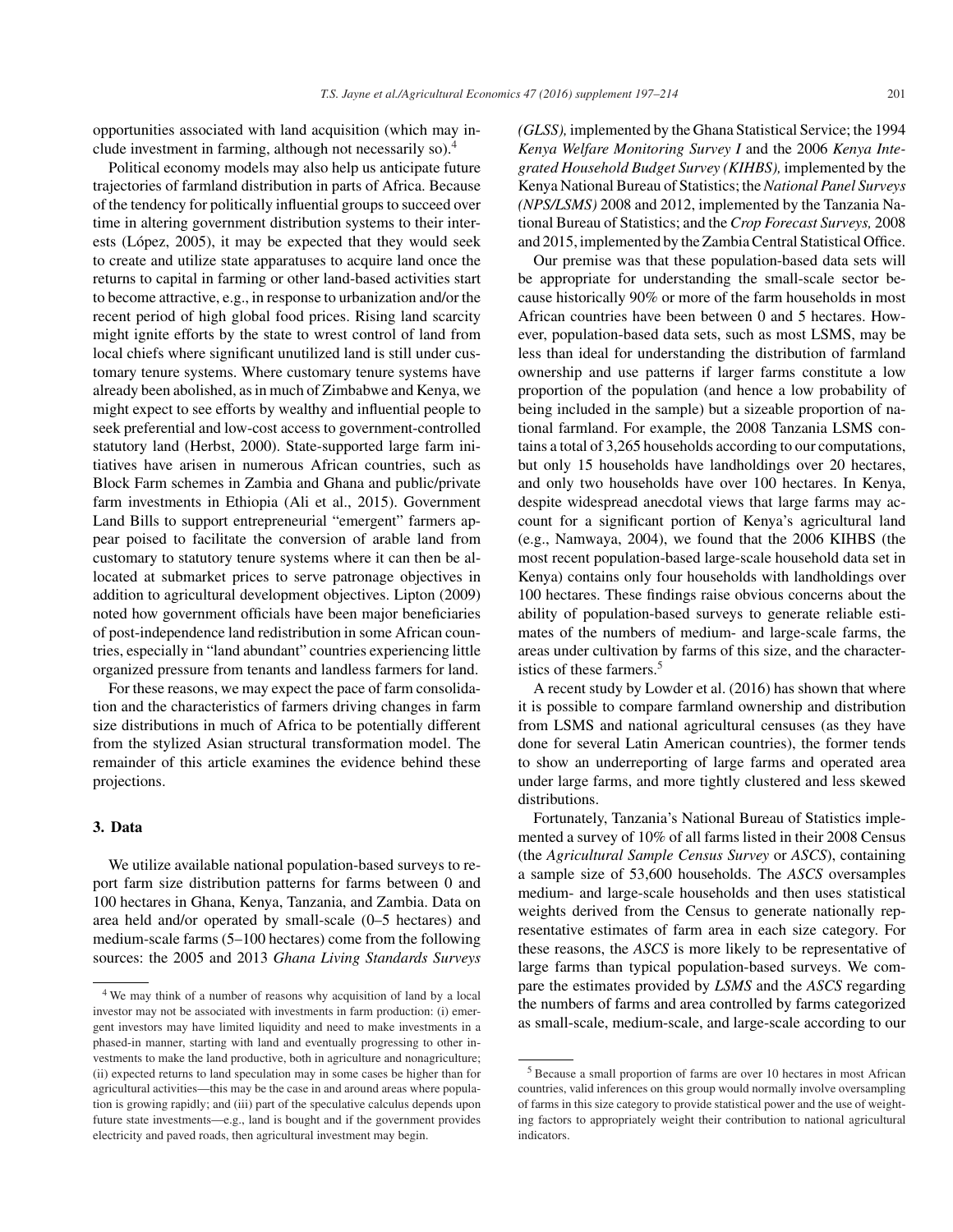opportunities associated with land acquisition (which may include investment in farming, although not necessarily so).[4]

Political economy models may also help us anticipate future trajectories of farmland distribution in parts of Africa. Because of the tendency for politically influential groups to succeed over time in altering government distribution systems to their interests (López, 2005), it may be expected that they would seek to create and utilize state apparatuses to acquire land once the returns to capital in farming or other land-based activities start to become attractive, e.g., in response to urbanization and/or the recent period of high global food prices. Rising land scarcity might ignite efforts by the state to wrest control of land from local chiefs where significant unutilized land is still under customary tenure systems. Where customary tenure systems have already been abolished, as in much of Zimbabwe and Kenya, we might expect to see efforts by wealthy and influential people to seek preferential and low-cost access to government-controlled statutory land (Herbst, 2000). State-supported large farm initiatives have arisen in numerous African countries, such as Block Farm schemes in Zambia and Ghana and public/private farm investments in Ethiopia (Ali et al., 2015). Government Land Bills to support entrepreneurial "emergent" farmers appear poised to facilitate the conversion of arable land from customary to statutory tenure systems where it can then be allocated at submarket prices to serve patronage objectives in addition to agricultural development objectives. Lipton (2009) noted how government officials have been major beneficiaries of post-independence land redistribution in some African countries, especially in "land abundant" countries experiencing little organized pressure from tenants and landless farmers for land.

For these reasons, we may expect the pace of farm consolidation and the characteristics of farmers driving changes in farm size distributions in much of Africa to be potentially different from the stylized Asian structural transformation model. The remainder of this article examines the evidence behind these projections.

## 3. Data

We utilize available national population-based surveys to report farm size distribution patterns for farms between 0 and 100 hectares in Ghana, Kenya, Tanzania, and Zambia. Data on area held and/or operated by small-scale (0–5 hectares) and medium-scale farms (5–100 hectares) come from the following sources: the 2005 and 2013 *Ghana Living Standards Surveys (GLSS),* implemented by the Ghana Statistical Service; the 1994 *Kenya Welfare Monitoring Survey I* and the 2006 *Kenya Integrated Household Budget Survey (KIHBS),* implemented by the Kenya National Bureau of Statistics; the *National Panel Surveys (NPS/LSMS)* 2008 and 2012, implemented by the Tanzania National Bureau of Statistics; and the *Crop Forecast Surveys,* 2008 and 2015, implemented by the Zambia Central Statistical Office.

Our premise was that these population-based data sets will be appropriate for understanding the small-scale sector because historically 90% or more of the farm households in most African countries have been between 0 and 5 hectares. However, population-based data sets, such as most LSMS, may be less than ideal for understanding the distribution of farmland ownership and use patterns if larger farms constitute a low proportion of the population (and hence a low probability of being included in the sample) but a sizeable proportion of national farmland. For example, the 2008 Tanzania LSMS contains a total of 3,265 households according to our computations, but only 15 households have landholdings over 20 hectares, and only two households have over 100 hectares. In Kenya, despite widespread anecdotal views that large farms may account for a significant portion of Kenya's agricultural land (e.g., Namwaya, 2004), we found that the 2006 KIHBS (the most recent population-based large-scale household data set in Kenya) contains only four households with landholdings over 100 hectares. These findings raise obvious concerns about the ability of population-based surveys to generate reliable estimates of the numbers of medium- and large-scale farms, the areas under cultivation by farms of this size, and the characteristics of these farmers.[5]

A recent study by Lowder et al. (2016) has shown that where it is possible to compare farmland ownership and distribution from LSMS and national agricultural censuses (as they have done for several Latin American countries), the former tends to show an underreporting of large farms and operated area under large farms, and more tightly clustered and less skewed distributions.

Fortunately, Tanzania's National Bureau of Statistics implemented a survey of 10% of all farms listed in their 2008 Census (the *Agricultural Sample Census Survey* or *ASCS*), containing a sample size of 53,600 households. The *ASCS* oversamples medium- and large-scale households and then uses statistical weights derived from the Census to generate nationally representative estimates of farm area in each size category. For these reasons, the *ASCS* is more likely to be representative of large farms than typical population-based surveys. We compare the estimates provided by *LSMS* and the *ASCS* regarding the numbers of farms and area controlled by farms categorized as small-scale, medium-scale, and large-scale according to our

---

[4] We may think of a number of reasons why acquisition of land by a local investor may not be associated with investments in farm production: (i) emergent investors may have limited liquidity and need to make investments in a phased-in manner, starting with land and eventually progressing to other investments to make the land productive, both in agriculture and nonagriculture; (ii) expected returns to land speculation may in some cases be higher than for agricultural activities—this may be the case in and around areas where population is growing rapidly; and (iii) part of the speculative calculus depends upon future state investments—e.g., land is bought and if the government provides electricity and paved roads, then agricultural investment may begin.

[5] Because a small proportion of farms are over 10 hectares in most African countries, valid inferences on this group would normally involve oversampling of farms in this size category to provide statistical power and the use of weighting factors to appropriately weight their contribution to national agricultural indicators.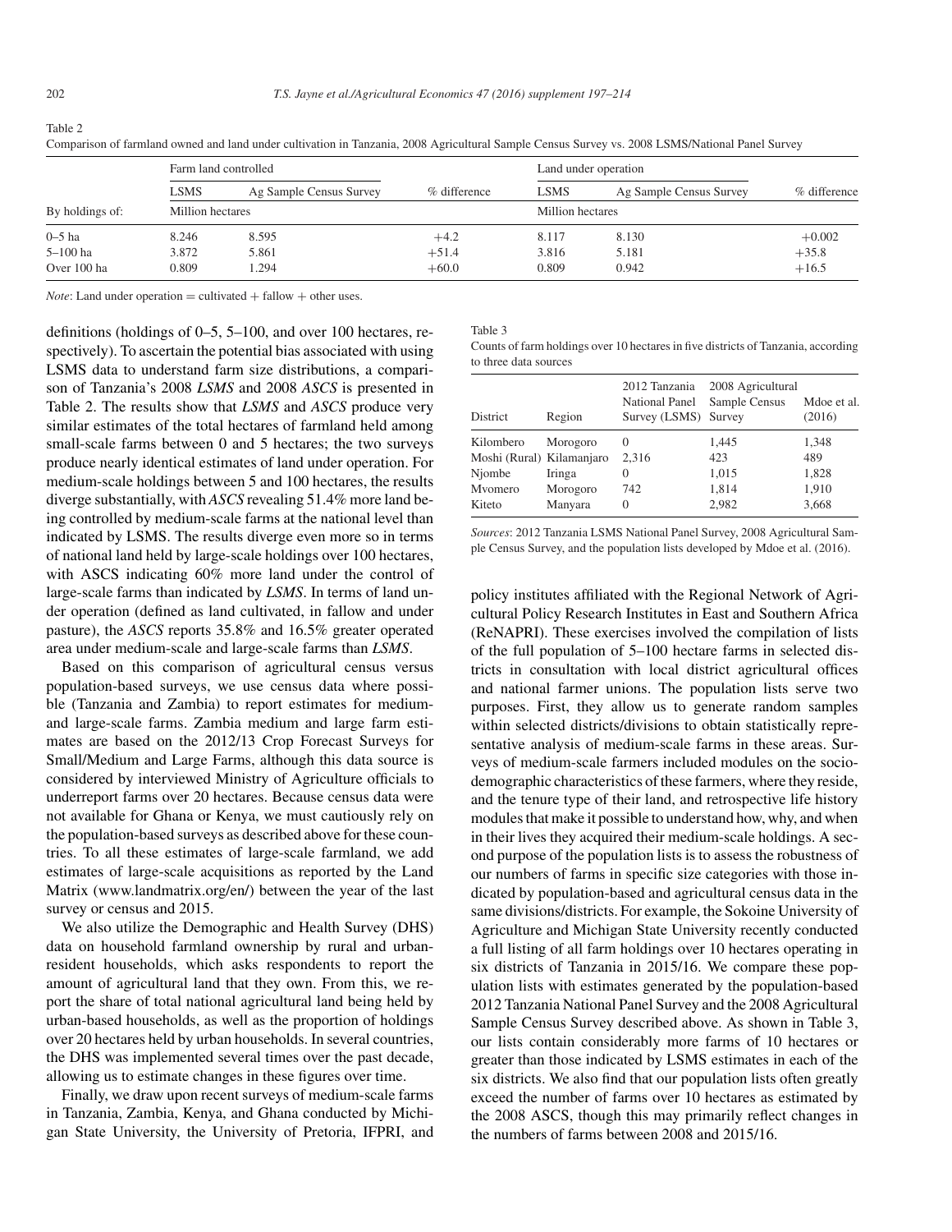Table 2

Comparison of farmland owned and land under cultivation in Tanzania, 2008 Agricultural Sample Census Survey vs. 2008 LSMS/National Panel Survey

| | Farm land controlled | | % difference | Land under operation | | % difference |
|---|---|---|---|---|---|---|
| | LSMS | Ag Sample Census Survey | | LSMS | Ag Sample Census Survey | |
| By holdings of: | Million hectares | | | Million hectares | | |
| 0–5 ha | 8.246 | 8.595 | +4.2 | 8.117 | 8.130 | +0.002 |
| 5–100 ha | 3.872 | 5.861 | +51.4 | 3.816 | 5.181 | +35.8 |
| Over 100 ha | 0.809 | 1.294 | +60.0 | 0.809 | 0.942 | +16.5 |

*Note*: Land under operation = cultivated + fallow + other uses.

definitions (holdings of 0–5, 5–100, and over 100 hectares, respectively). To ascertain the potential bias associated with using LSMS data to understand farm size distributions, a comparison of Tanzania's 2008 *LSMS* and 2008 *ASCS* is presented in Table 2. The results show that *LSMS* and *ASCS* produce very similar estimates of the total hectares of farmland held among small-scale farms between 0 and 5 hectares; the two surveys produce nearly identical estimates of land under operation. For medium-scale holdings between 5 and 100 hectares, the results diverge substantially, with *ASCS* revealing 51.4% more land being controlled by medium-scale farms at the national level than indicated by LSMS. The results diverge even more so in terms of national land held by large-scale holdings over 100 hectares, with ASCS indicating 60% more land under the control of large-scale farms than indicated by *LSMS*. In terms of land under operation (defined as land cultivated, in fallow and under pasture), the *ASCS* reports 35.8% and 16.5% greater operated area under medium-scale and large-scale farms than *LSMS*.

Based on this comparison of agricultural census versus population-based surveys, we use census data where possible (Tanzania and Zambia) to report estimates for medium- and large-scale farms. Zambia medium and large farm estimates are based on the 2012/13 Crop Forecast Surveys for Small/Medium and Large Farms, although this data source is considered by interviewed Ministry of Agriculture officials to underreport farms over 20 hectares. Because census data were not available for Ghana or Kenya, we must cautiously rely on the population-based surveys as described above for these countries. To all these estimates of large-scale farmland, we add estimates of large-scale acquisitions as reported by the Land Matrix (www.landmatrix.org/en/) between the year of the last survey or census and 2015.

We also utilize the Demographic and Health Survey (DHS) data on household farmland ownership by rural and urban-resident households, which asks respondents to report the amount of agricultural land that they own. From this, we report the share of total national agricultural land being held by urban-based households, as well as the proportion of holdings over 20 hectares held by urban households. In several countries, the DHS was implemented several times over the past decade, allowing us to estimate changes in these figures over time.

Finally, we draw upon recent surveys of medium-scale farms in Tanzania, Zambia, Kenya, and Ghana conducted by Michigan State University, the University of Pretoria, IFPRI, and policy institutes affiliated with the Regional Network of Agricultural Policy Research Institutes in East and Southern Africa (ReNAPRI). These exercises involved the compilation of lists of the full population of 5–100 hectare farms in selected districts in consultation with local district agricultural offices and national farmer unions. The population lists serve two purposes. First, they allow us to generate random samples within selected districts/divisions to obtain statistically representative analysis of medium-scale farms in these areas. Surveys of medium-scale farmers included modules on the socio-demographic characteristics of these farmers, where they reside, and the tenure type of their land, and retrospective life history modules that make it possible to understand how, why, and when in their lives they acquired their medium-scale holdings. A second purpose of the population lists is to assess the robustness of our numbers of farms in specific size categories with those indicated by population-based and agricultural census data in the same divisions/districts. For example, the Sokoine University of Agriculture and Michigan State University recently conducted a full listing of all farm holdings over 10 hectares operating in six districts of Tanzania in 2015/16. We compare these population lists with estimates generated by the population-based 2012 Tanzania National Panel Survey and the 2008 Agricultural Sample Census Survey described above. As shown in Table 3, our lists contain considerably more farms of 10 hectares or greater than those indicated by LSMS estimates in each of the six districts. We also find that our population lists often greatly exceed the number of farms over 10 hectares as estimated by the 2008 ASCS, though this may primarily reflect changes in the numbers of farms between 2008 and 2015/16.

Table 3

Counts of farm holdings over 10 hectares in five districts of Tanzania, according to three data sources

| District | Region | 2012 Tanzania National Panel Survey (LSMS) | 2008 Agricultural Sample Census Survey | Mdoe et al. (2016) |
|---|---|---|---|---|
| Kilombero | Morogoro | 0 | 1,445 | 1,348 |
| Moshi (Rural) | Kilamanjaro | 2,316 | 423 | 489 |
| Njombe | Iringa | 0 | 1,015 | 1,828 |
| Mvomero | Morogoro | 742 | 1,814 | 1,910 |
| Kiteto | Manyara | 0 | 2,982 | 3,668 |

*Sources*: 2012 Tanzania LSMS National Panel Survey, 2008 Agricultural Sample Census Survey, and the population lists developed by Mdoe et al. (2016).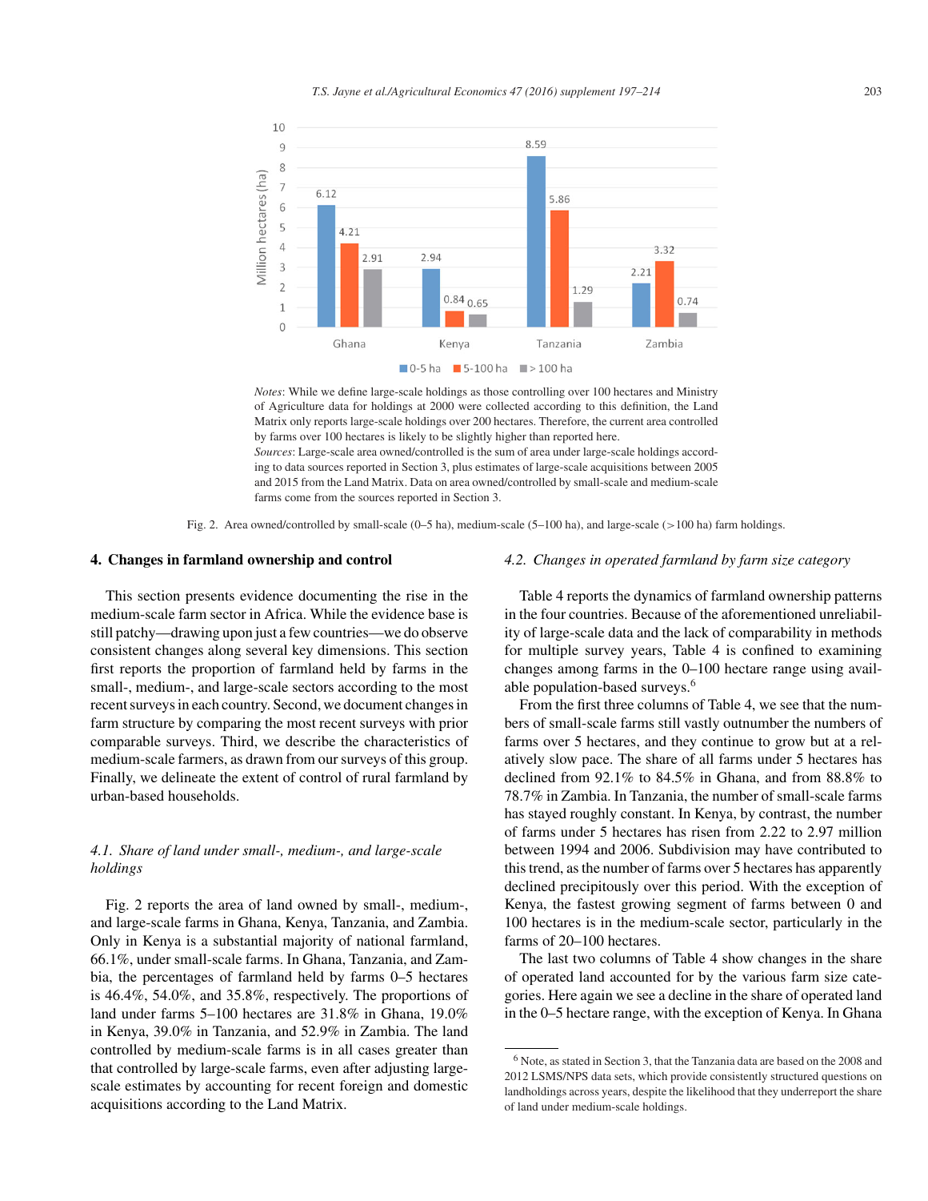*Notes*: While we define large-scale holdings as those controlling over 100 hectares and Ministry of Agriculture data for holdings at 2000 were collected according to this definition, the Land Matrix only reports large-scale holdings over 200 hectares. Therefore, the current area controlled by farms over 100 hectares is likely to be slightly higher than reported here.

*Sources*: Large-scale area owned/controlled is the sum of area under large-scale holdings according to data sources reported in Section 3, plus estimates of large-scale acquisitions between 2005 and 2015 from the Land Matrix. Data on area owned/controlled by small-scale and medium-scale farms come from the sources reported in Section 3.

Fig. 2. Area owned/controlled by small-scale (0–5 ha), medium-scale (5–100 ha), and large-scale (>100 ha) farm holdings.

## 4. Changes in farmland ownership and control

This section presents evidence documenting the rise in the medium-scale farm sector in Africa. While the evidence base is still patchy—drawing upon just a few countries—we do observe consistent changes along several key dimensions. This section first reports the proportion of farmland held by farms in the small-, medium-, and large-scale sectors according to the most recent surveys in each country. Second, we document changes in farm structure by comparing the most recent surveys with prior comparable surveys. Third, we describe the characteristics of medium-scale farmers, as drawn from our surveys of this group. Finally, we delineate the extent of control of rural farmland by urban-based households.

### *4.1. Share of land under small-, medium-, and large-scale holdings*

Fig. 2 reports the area of land owned by small-, medium-, and large-scale farms in Ghana, Kenya, Tanzania, and Zambia. Only in Kenya is a substantial majority of national farmland, 66.1%, under small-scale farms. In Ghana, Tanzania, and Zambia, the percentages of farmland held by farms 0–5 hectares is 46.4%, 54.0%, and 35.8%, respectively. The proportions of land under farms 5–100 hectares are 31.8% in Ghana, 19.0% in Kenya, 39.0% in Tanzania, and 52.9% in Zambia. The land controlled by medium-scale farms is in all cases greater than that controlled by large-scale farms, even after adjusting large-scale estimates by accounting for recent foreign and domestic acquisitions according to the Land Matrix.

### *4.2. Changes in operated farmland by farm size category*

Table 4 reports the dynamics of farmland ownership patterns in the four countries. Because of the aforementioned unreliability of large-scale data and the lack of comparability in methods for multiple survey years, Table 4 is confined to examining changes among farms in the 0–100 hectare range using available population-based surveys.[6]

From the first three columns of Table 4, we see that the numbers of small-scale farms still vastly outnumber the numbers of farms over 5 hectares, and they continue to grow but at a relatively slow pace. The share of all farms under 5 hectares has declined from 92.1% to 84.5% in Ghana, and from 88.8% to 78.7% in Zambia. In Tanzania, the number of small-scale farms has stayed roughly constant. In Kenya, by contrast, the number of farms under 5 hectares has risen from 2.22 to 2.97 million between 1994 and 2006. Subdivision may have contributed to this trend, as the number of farms over 5 hectares has apparently declined precipitously over this period. With the exception of Kenya, the fastest growing segment of farms between 0 and 100 hectares is in the medium-scale sector, particularly in the farms of 20–100 hectares.

The last two columns of Table 4 show changes in the share of operated land accounted for by the various farm size categories. Here again we see a decline in the share of operated land in the 0–5 hectare range, with the exception of Kenya. In Ghana

[6] Note, as stated in Section 3, that the Tanzania data are based on the 2008 and 2012 LSMS/NPS data sets, which provide consistently structured questions on landholdings across years, despite the likelihood that they underreport the share of land under medium-scale holdings.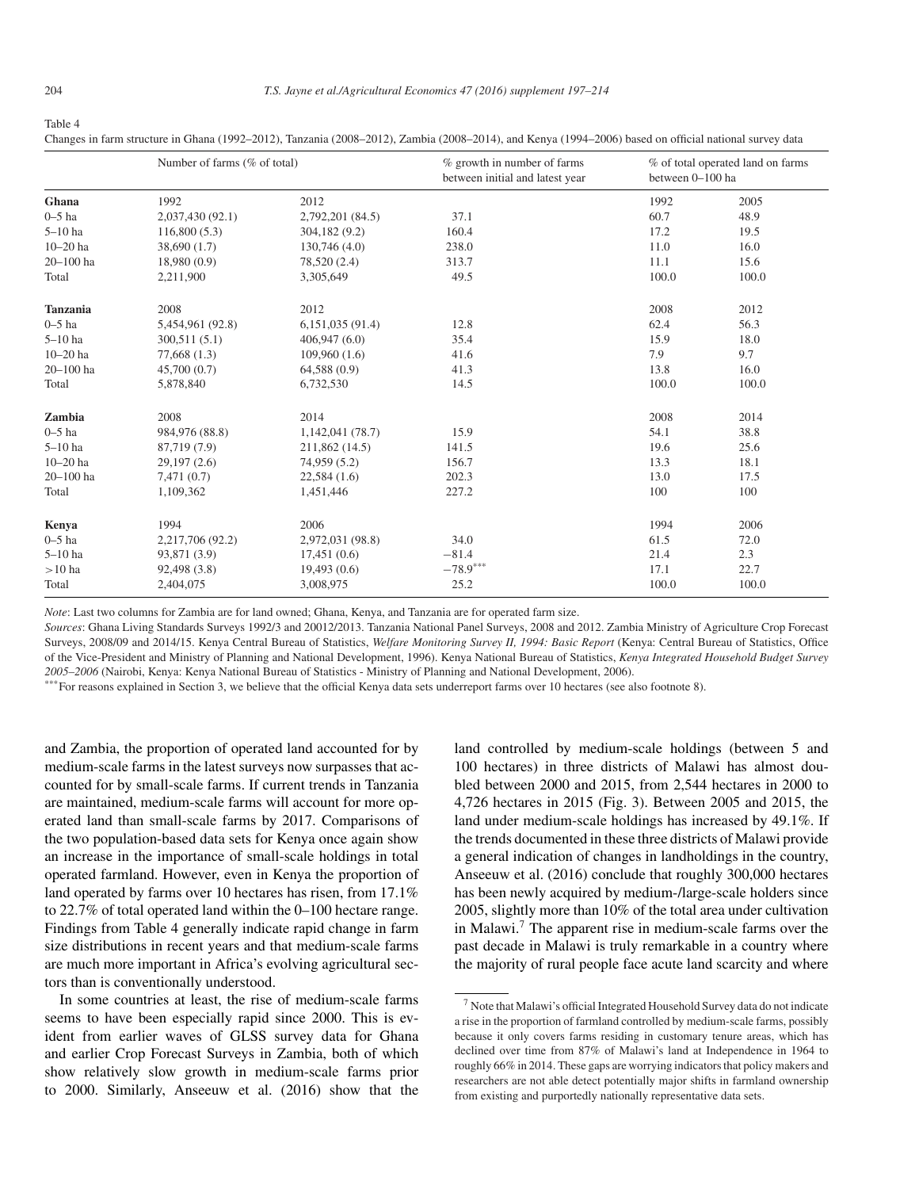Table 4

Changes in farm structure in Ghana (1992–2012), Tanzania (2008–2012), Zambia (2008–2014), and Kenya (1994–2006) based on official national survey data

| | Number of farms (% of total) | | % growth in number of farms between initial and latest year | % of total operated land on farms between 0–100 ha | |
|---|---|---|---|---|---|
| **Ghana** | 1992 | 2012 | | 1992 | 2005 |
| 0–5 ha | 2,037,430 (92.1) | 2,792,201 (84.5) | 37.1 | 60.7 | 48.9 |
| 5–10 ha | 116,800 (5.3) | 304,182 (9.2) | 160.4 | 17.2 | 19.5 |
| 10–20 ha | 38,690 (1.7) | 130,746 (4.0) | 238.0 | 11.0 | 16.0 |
| 20–100 ha | 18,980 (0.9) | 78,520 (2.4) | 313.7 | 11.1 | 15.6 |
| Total | 2,211,900 | 3,305,649 | 49.5 | 100.0 | 100.0 |
| **Tanzania** | 2008 | 2012 | | 2008 | 2012 |
| 0–5 ha | 5,454,961 (92.8) | 6,151,035 (91.4) | 12.8 | 62.4 | 56.3 |
| 5–10 ha | 300,511 (5.1) | 406,947 (6.0) | 35.4 | 15.9 | 18.0 |
| 10–20 ha | 77,668 (1.3) | 109,960 (1.6) | 41.6 | 7.9 | 9.7 |
| 20–100 ha | 45,700 (0.7) | 64,588 (0.9) | 41.3 | 13.8 | 16.0 |
| Total | 5,878,840 | 6,732,530 | 14.5 | 100.0 | 100.0 |
| **Zambia** | 2008 | 2014 | | 2008 | 2014 |
| 0–5 ha | 984,976 (88.8) | 1,142,041 (78.7) | 15.9 | 54.1 | 38.8 |
| 5–10 ha | 87,719 (7.9) | 211,862 (14.5) | 141.5 | 19.6 | 25.6 |
| 10–20 ha | 29,197 (2.6) | 74,959 (5.2) | 156.7 | 13.3 | 18.1 |
| 20–100 ha | 7,471 (0.7) | 22,584 (1.6) | 202.3 | 13.0 | 17.5 |
| Total | 1,109,362 | 1,451,446 | 227.2 | 100 | 100 |
| **Kenya** | 1994 | 2006 | | 1994 | 2006 |
| 0–5 ha | 2,217,706 (92.2) | 2,972,031 (98.8) | 34.0 | 61.5 | 72.0 |
| 5–10 ha | 93,871 (3.9) | 17,451 (0.6) | −81.4 | 21.4 | 2.3 |
| >10 ha | 92,498 (3.8) | 19,493 (0.6) | −78.9*** | 17.1 | 22.7 |
| Total | 2,404,075 | 3,008,975 | 25.2 | 100.0 | 100.0 |

*Note*: Last two columns for Zambia are for land owned; Ghana, Kenya, and Tanzania are for operated farm size.

*Sources*: Ghana Living Standards Surveys 1992/3 and 20012/2013. Tanzania National Panel Surveys, 2008 and 2012. Zambia Ministry of Agriculture Crop Forecast Surveys, 2008/09 and 2014/15. Kenya Central Bureau of Statistics, *Welfare Monitoring Survey II, 1994: Basic Report* (Kenya: Central Bureau of Statistics, Office of the Vice-President and Ministry of Planning and National Development, 1996). Kenya National Bureau of Statistics, *Kenya Integrated Household Budget Survey 2005–2006* (Nairobi, Kenya: Kenya National Bureau of Statistics - Ministry of Planning and National Development, 2006).

***For reasons explained in Section 3, we believe that the official Kenya data sets underreport farms over 10 hectares (see also footnote 8).

and Zambia, the proportion of operated land accounted for by medium-scale farms in the latest surveys now surpasses that accounted for by small-scale farms. If current trends in Tanzania are maintained, medium-scale farms will account for more operated land than small-scale farms by 2017. Comparisons of the two population-based data sets for Kenya once again show an increase in the importance of small-scale holdings in total operated farmland. However, even in Kenya the proportion of land operated by farms over 10 hectares has risen, from 17.1% to 22.7% of total operated land within the 0–100 hectare range. Findings from Table 4 generally indicate rapid change in farm size distributions in recent years and that medium-scale farms are much more important in Africa's evolving agricultural sectors than is conventionally understood.

In some countries at least, the rise of medium-scale farms seems to have been especially rapid since 2000. This is evident from earlier waves of GLSS survey data for Ghana and earlier Crop Forecast Surveys in Zambia, both of which show relatively slow growth in medium-scale farms prior to 2000. Similarly, Anseeuw et al. (2016) show that the land controlled by medium-scale holdings (between 5 and 100 hectares) in three districts of Malawi has almost doubled between 2000 and 2015, from 2,544 hectares in 2000 to 4,726 hectares in 2015 (Fig. 3). Between 2005 and 2015, the land under medium-scale holdings has increased by 49.1%. If the trends documented in these three districts of Malawi provide a general indication of changes in landholdings in the country, Anseeuw et al. (2016) conclude that roughly 300,000 hectares has been newly acquired by medium-/large-scale holders since 2005, slightly more than 10% of the total area under cultivation in Malawi.[7] The apparent rise in medium-scale farms over the past decade in Malawi is truly remarkable in a country where the majority of rural people face acute land scarcity and where

[7] Note that Malawi's official Integrated Household Survey data do not indicate a rise in the proportion of farmland controlled by medium-scale farms, possibly because it only covers farms residing in customary tenure areas, which has declined over time from 87% of Malawi's land at Independence in 1964 to roughly 66% in 2014. These gaps are worrying indicators that policy makers and researchers are not able detect potentially major shifts in farmland ownership from existing and purportedly nationally representative data sets.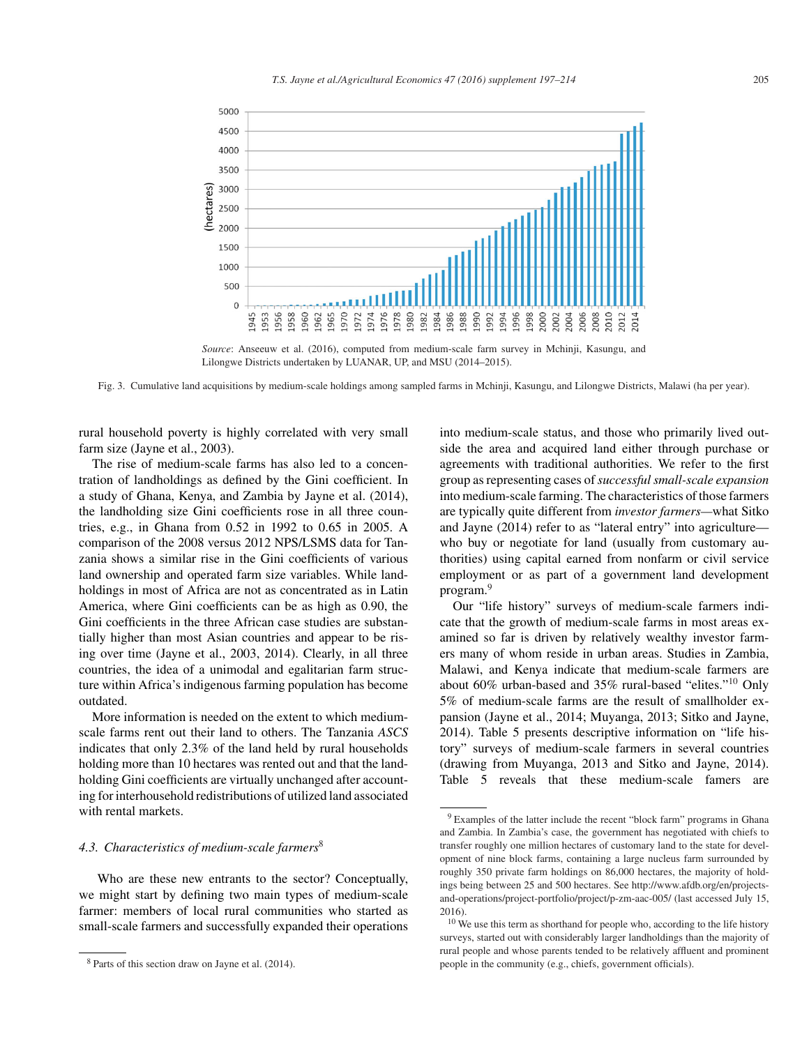Source: Anseeuw et al. (2016), computed from medium-scale farm survey in Mchinji, Kasungu, and Lilongwe Districts undertaken by LUANAR, UP, and MSU (2014–2015).

Fig. 3. Cumulative land acquisitions by medium-scale holdings among sampled farms in Mchinji, Kasungu, and Lilongwe Districts, Malawi (ha per year).

rural household poverty is highly correlated with very small farm size (Jayne et al., 2003).

The rise of medium-scale farms has also led to a concentration of landholdings as defined by the Gini coefficient. In a study of Ghana, Kenya, and Zambia by Jayne et al. (2014), the landholding size Gini coefficients rose in all three countries, e.g., in Ghana from 0.52 in 1992 to 0.65 in 2005. A comparison of the 2008 versus 2012 NPS/LSMS data for Tanzania shows a similar rise in the Gini coefficients of various land ownership and operated farm size variables. While landholdings in most of Africa are not as concentrated as in Latin America, where Gini coefficients can be as high as 0.90, the Gini coefficients in the three African case studies are substantially higher than most Asian countries and appear to be rising over time (Jayne et al., 2003, 2014). Clearly, in all three countries, the idea of a unimodal and egalitarian farm structure within Africa's indigenous farming population has become outdated.

More information is needed on the extent to which medium-scale farms rent out their land to others. The Tanzania *ASCS* indicates that only 2.3% of the land held by rural households holding more than 10 hectares was rented out and that the landholding Gini coefficients are virtually unchanged after accounting for interhousehold redistributions of utilized land associated with rental markets.

### 4.3. Characteristics of medium-scale farmers[8]

Who are these new entrants to the sector? Conceptually, we might start by defining two main types of medium-scale farmer: members of local rural communities who started as small-scale farmers and successfully expanded their operations into medium-scale status, and those who primarily lived outside the area and acquired land either through purchase or agreements with traditional authorities. We refer to the first group as representing cases of *successful small-scale expansion* into medium-scale farming. The characteristics of those farmers are typically quite different from *investor farmers*—what Sitko and Jayne (2014) refer to as "lateral entry" into agriculture—who buy or negotiate for land (usually from customary authorities) using capital earned from nonfarm or civil service employment or as part of a government land development program.[9]

Our "life history" surveys of medium-scale farmers indicate that the growth of medium-scale farms in most areas examined so far is driven by relatively wealthy investor farmers many of whom reside in urban areas. Studies in Zambia, Malawi, and Kenya indicate that medium-scale farmers are about 60% urban-based and 35% rural-based "elites."[10] Only 5% of medium-scale farms are the result of smallholder expansion (Jayne et al., 2014; Muyanga, 2013; Sitko and Jayne, 2014). Table 5 presents descriptive information on "life history" surveys of medium-scale farmers in several countries (drawing from Muyanga, 2013 and Sitko and Jayne, 2014). Table 5 reveals that these medium-scale famers are

[8] Parts of this section draw on Jayne et al. (2014).

[9] Examples of the latter include the recent "block farm" programs in Ghana and Zambia. In Zambia's case, the government has negotiated with chiefs to transfer roughly one million hectares of customary land to the state for development of nine block farms, containing a large nucleus farm surrounded by roughly 350 private farm holdings on 86,000 hectares, the majority of holdings being between 25 and 500 hectares. See http://www.afdb.org/en/projects-and-operations/project-portfolio/project/p-zm-aac-005/ (last accessed July 15, 2016).

[10] We use this term as shorthand for people who, according to the life history surveys, started out with considerably larger landholdings than the majority of rural people and whose parents tended to be relatively affluent and prominent people in the community (e.g., chiefs, government officials).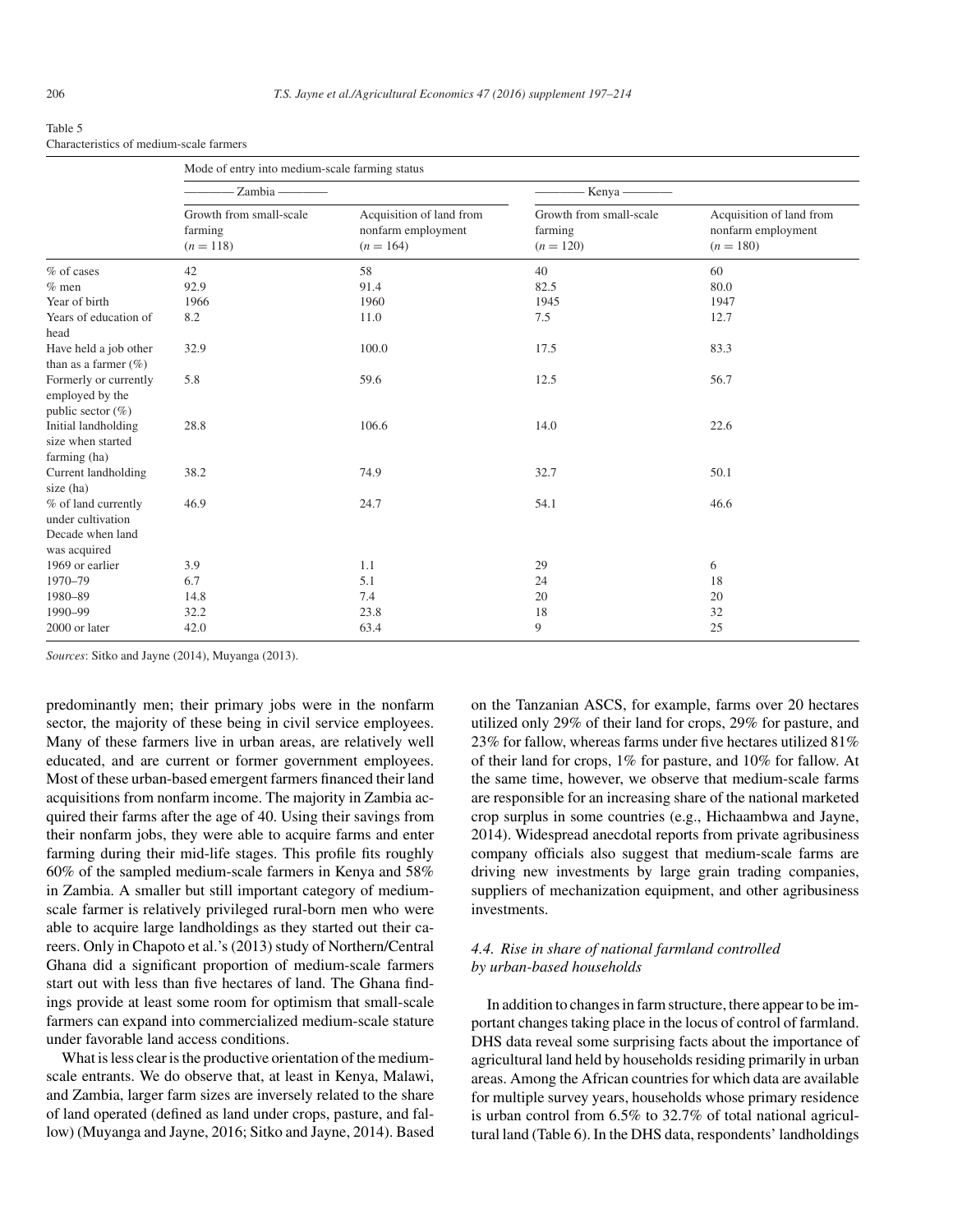Table 5
Characteristics of medium-scale farmers

| | Mode of entry into medium-scale farming status | | | |
|---|---|---|---|---|
| | Zambia | | Kenya | |
| | Growth from small-scale farming ($n = 118$) | Acquisition of land from nonfarm employment ($n = 164$) | Growth from small-scale farming ($n = 120$) | Acquisition of land from nonfarm employment ($n = 180$) |
| % of cases | 42 | 58 | 40 | 60 |
| % men | 92.9 | 91.4 | 82.5 | 80.0 |
| Year of birth | 1966 | 1960 | 1945 | 1947 |
| Years of education of head | 8.2 | 11.0 | 7.5 | 12.7 |
| Have held a job other than as a farmer (%) | 32.9 | 100.0 | 17.5 | 83.3 |
| Formerly or currently employed by the public sector (%) | 5.8 | 59.6 | 12.5 | 56.7 |
| Initial landholding size when started farming (ha) | 28.8 | 106.6 | 14.0 | 22.6 |
| Current landholding size (ha) | 38.2 | 74.9 | 32.7 | 50.1 |
| % of land currently under cultivation | 46.9 | 24.7 | 54.1 | 46.6 |
| Decade when land was acquired | | | | |
| 1969 or earlier | 3.9 | 1.1 | 29 | 6 |
| 1970–79 | 6.7 | 5.1 | 24 | 18 |
| 1980–89 | 14.8 | 7.4 | 20 | 20 |
| 1990–99 | 32.2 | 23.8 | 18 | 32 |
| 2000 or later | 42.0 | 63.4 | 9 | 25 |

*Sources*: Sitko and Jayne (2014), Muyanga (2013).

predominantly men; their primary jobs were in the nonfarm sector, the majority of these being in civil service employees. Many of these farmers live in urban areas, are relatively well educated, and are current or former government employees. Most of these urban-based emergent farmers financed their land acquisitions from nonfarm income. The majority in Zambia acquired their farms after the age of 40. Using their savings from their nonfarm jobs, they were able to acquire farms and enter farming during their mid-life stages. This profile fits roughly 60% of the sampled medium-scale farmers in Kenya and 58% in Zambia. A smaller but still important category of medium-scale farmer is relatively privileged rural-born men who were able to acquire large landholdings as they started out their careers. Only in Chapoto et al.'s (2013) study of Northern/Central Ghana did a significant proportion of medium-scale farmers start out with less than five hectares of land. The Ghana findings provide at least some room for optimism that small-scale farmers can expand into commercialized medium-scale stature under favorable land access conditions.

What is less clear is the productive orientation of the medium-scale entrants. We do observe that, at least in Kenya, Malawi, and Zambia, larger farm sizes are inversely related to the share of land operated (defined as land under crops, pasture, and fallow) (Muyanga and Jayne, 2016; Sitko and Jayne, 2014). Based on the Tanzanian ASCS, for example, farms over 20 hectares utilized only 29% of their land for crops, 29% for pasture, and 23% for fallow, whereas farms under five hectares utilized 81% of their land for crops, 1% for pasture, and 10% for fallow. At the same time, however, we observe that medium-scale farms are responsible for an increasing share of the national marketed crop surplus in some countries (e.g., Hichaambwa and Jayne, 2014). Widespread anecdotal reports from private agribusiness company officials also suggest that medium-scale farms are driving new investments by large grain trading companies, suppliers of mechanization equipment, and other agribusiness investments.

### *4.4. Rise in share of national farmland controlled by urban-based households*

In addition to changes in farm structure, there appear to be important changes taking place in the locus of control of farmland. DHS data reveal some surprising facts about the importance of agricultural land held by households residing primarily in urban areas. Among the African countries for which data are available for multiple survey years, households whose primary residence is urban control from 6.5% to 32.7% of total national agricultural land (Table 6). In the DHS data, respondents' landholdings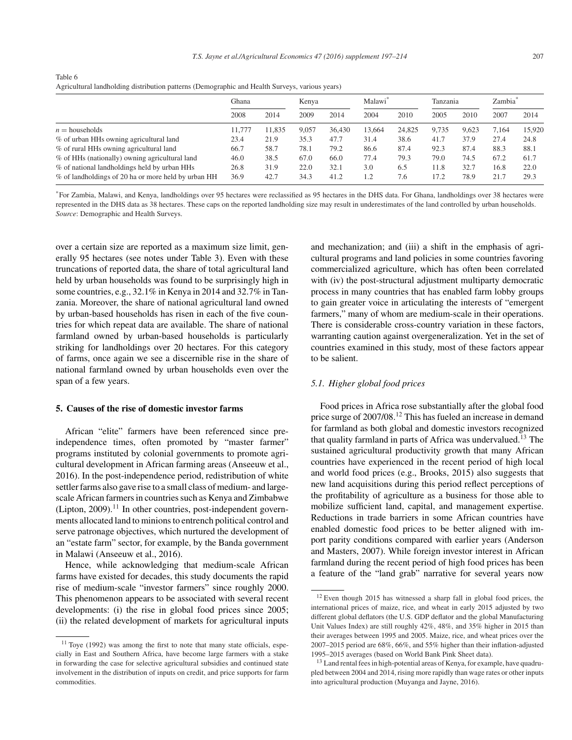Table 6
Agricultural landholding distribution patterns (Demographic and Health Surveys, various years)

| | Ghana | | Kenya | | Malawi* | | Tanzania | | Zambia* | |
|---|---|---|---|---|---|---|---|---|---|---|
| | 2008 | 2014 | 2009 | 2014 | 2004 | 2010 | 2005 | 2010 | 2007 | 2014 |
| $n$ = households | 11,777 | 11,835 | 9,057 | 36,430 | 13,664 | 24,825 | 9,735 | 9,623 | 7,164 | 15,920 |
| % of urban HHs owning agricultural land | 23.4 | 21.9 | 35.3 | 47.7 | 31.4 | 38.6 | 41.7 | 37.9 | 27.4 | 24.8 |
| % of rural HHs owning agricultural land | 66.7 | 58.7 | 78.1 | 79.2 | 86.6 | 87.4 | 92.3 | 87.4 | 88.3 | 88.1 |
| % of HHs (nationally) owning agricultural land | 46.0 | 38.5 | 67.0 | 66.0 | 77.4 | 79.3 | 79.0 | 74.5 | 67.2 | 61.7 |
| % of national landholdings held by urban HHs | 26.8 | 31.9 | 22.0 | 32.1 | 3.0 | 6.5 | 11.8 | 32.7 | 16.8 | 22.0 |
| % of landholdings of 20 ha or more held by urban HH | 36.9 | 42.7 | 34.3 | 41.2 | 1.2 | 7.6 | 17.2 | 78.9 | 21.7 | 29.3 |

*For Zambia, Malawi, and Kenya, landholdings over 95 hectares were reclassified as 95 hectares in the DHS data. For Ghana, landholdings over 38 hectares were represented in the DHS data as 38 hectares. These caps on the reported landholding size may result in underestimates of the land controlled by urban households.
*Source*: Demographic and Health Surveys.

over a certain size are reported as a maximum size limit, generally 95 hectares (see notes under Table 3). Even with these truncations of reported data, the share of total agricultural land held by urban households was found to be surprisingly high in some countries, e.g., 32.1% in Kenya in 2014 and 32.7% in Tanzania. Moreover, the share of national agricultural land owned by urban-based households has risen in each of the five countries for which repeat data are available. The share of national farmland owned by urban-based households is particularly striking for landholdings over 20 hectares. For this category of farms, once again we see a discernible rise in the share of national farmland owned by urban households even over the span of a few years.

## 5. Causes of the rise of domestic investor farms

African "elite" farmers have been referenced since pre-independence times, often promoted by "master farmer" programs instituted by colonial governments to promote agricultural development in African farming areas (Anseeuw et al., 2016). In the post-independence period, redistribution of white settler farms also gave rise to a small class of medium- and large-scale African farmers in countries such as Kenya and Zimbabwe (Lipton, 2009).[11] In other countries, post-independent governments allocated land to minions to entrench political control and serve patronage objectives, which nurtured the development of an "estate farm" sector, for example, by the Banda government in Malawi (Anseeuw et al., 2016).

Hence, while acknowledging that medium-scale African farms have existed for decades, this study documents the rapid rise of medium-scale "investor farmers" since roughly 2000. This phenomenon appears to be associated with several recent developments: (i) the rise in global food prices since 2005; (ii) the related development of markets for agricultural inputs and mechanization; and (iii) a shift in the emphasis of agricultural programs and land policies in some countries favoring commercialized agriculture, which has often been correlated with (iv) the post-structural adjustment multiparty democratic process in many countries that has enabled farm lobby groups to gain greater voice in articulating the interests of "emergent farmers," many of whom are medium-scale in their operations. There is considerable cross-country variation in these factors, warranting caution against overgeneralization. Yet in the set of countries examined in this study, most of these factors appear to be salient.

### 5.1. Higher global food prices

Food prices in Africa rose substantially after the global food price surge of 2007/08.[12] This has fueled an increase in demand for farmland as both global and domestic investors recognized that quality farmland in parts of Africa was undervalued.[13] The sustained agricultural productivity growth that many African countries have experienced in the recent period of high local and world food prices (e.g., Brooks, 2015) also suggests that new land acquisitions during this period reflect perceptions of the profitability of agriculture as a business for those able to mobilize sufficient land, capital, and management expertise. Reductions in trade barriers in some African countries have enabled domestic food prices to be better aligned with import parity conditions compared with earlier years (Anderson and Masters, 2007). While foreign investor interest in African farmland during the recent period of high food prices has been a feature of the "land grab" narrative for several years now

[11] Toye (1992) was among the first to note that many state officials, especially in East and Southern Africa, have become large farmers with a stake in forwarding the case for selective agricultural subsidies and continued state involvement in the distribution of inputs on credit, and price supports for farm commodities.

[12] Even though 2015 has witnessed a sharp fall in global food prices, the international prices of maize, rice, and wheat in early 2015 adjusted by two different global deflators (the U.S. GDP deflator and the global Manufacturing Unit Values Index) are still roughly 42%, 48%, and 35% higher in 2015 than their averages between 1995 and 2005. Maize, rice, and wheat prices over the 2007–2015 period are 68%, 66%, and 55% higher than their inflation-adjusted 1995–2015 averages (based on World Bank Pink Sheet data).

[13] Land rental fees in high-potential areas of Kenya, for example, have quadrupled between 2004 and 2014, rising more rapidly than wage rates or other inputs into agricultural production (Muyanga and Jayne, 2016).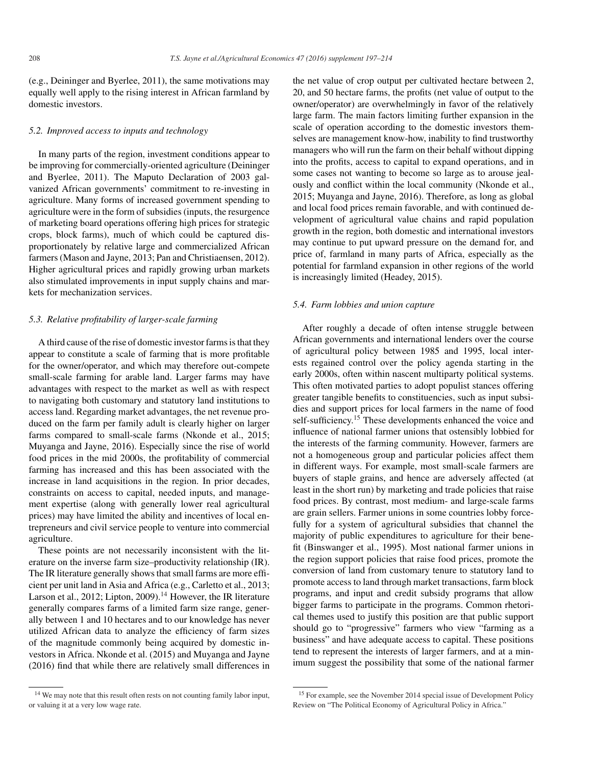(e.g., Deininger and Byerlee, 2011), the same motivations may equally well apply to the rising interest in African farmland by domestic investors.

### *5.2. Improved access to inputs and technology*

In many parts of the region, investment conditions appear to be improving for commercially-oriented agriculture (Deininger and Byerlee, 2011). The Maputo Declaration of 2003 galvanized African governments' commitment to re-investing in agriculture. Many forms of increased government spending to agriculture were in the form of subsidies (inputs, the resurgence of marketing board operations offering high prices for strategic crops, block farms), much of which could be captured disproportionately by relative large and commercialized African farmers (Mason and Jayne, 2013; Pan and Christiaensen, 2012). Higher agricultural prices and rapidly growing urban markets also stimulated improvements in input supply chains and markets for mechanization services.

### *5.3. Relative profitability of larger-scale farming*

A third cause of the rise of domestic investor farms is that they appear to constitute a scale of farming that is more profitable for the owner/operator, and which may therefore out-compete small-scale farming for arable land. Larger farms may have advantages with respect to the market as well as with respect to navigating both customary and statutory land institutions to access land. Regarding market advantages, the net revenue produced on the farm per family adult is clearly higher on larger farms compared to small-scale farms (Nkonde et al., 2015; Muyanga and Jayne, 2016). Especially since the rise of world food prices in the mid 2000s, the profitability of commercial farming has increased and this has been associated with the increase in land acquisitions in the region. In prior decades, constraints on access to capital, needed inputs, and management expertise (along with generally lower real agricultural prices) may have limited the ability and incentives of local entrepreneurs and civil service people to venture into commercial agriculture.

These points are not necessarily inconsistent with the literature on the inverse farm size–productivity relationship (IR). The IR literature generally shows that small farms are more efficient per unit land in Asia and Africa (e.g., Carletto et al., 2013; Larson et al., 2012; Lipton, 2009).[14] However, the IR literature generally compares farms of a limited farm size range, generally between 1 and 10 hectares and to our knowledge has never utilized African data to analyze the efficiency of farm sizes of the magnitude commonly being acquired by domestic investors in Africa. Nkonde et al. (2015) and Muyanga and Jayne (2016) find that while there are relatively small differences in the net value of crop output per cultivated hectare between 2, 20, and 50 hectare farms, the profits (net value of output to the owner/operator) are overwhelmingly in favor of the relatively large farm. The main factors limiting further expansion in the scale of operation according to the domestic investors themselves are management know-how, inability to find trustworthy managers who will run the farm on their behalf without dipping into the profits, access to capital to expand operations, and in some cases not wanting to become so large as to arouse jealously and conflict within the local community (Nkonde et al., 2015; Muyanga and Jayne, 2016). Therefore, as long as global and local food prices remain favorable, and with continued development of agricultural value chains and rapid population growth in the region, both domestic and international investors may continue to put upward pressure on the demand for, and price of, farmland in many parts of Africa, especially as the potential for farmland expansion in other regions of the world is increasingly limited (Headey, 2015).

### *5.4. Farm lobbies and union capture*

After roughly a decade of often intense struggle between African governments and international lenders over the course of agricultural policy between 1985 and 1995, local interests regained control over the policy agenda starting in the early 2000s, often within nascent multiparty political systems. This often motivated parties to adopt populist stances offering greater tangible benefits to constituencies, such as input subsidies and support prices for local farmers in the name of food self-sufficiency.[15] These developments enhanced the voice and influence of national farmer unions that ostensibly lobbied for the interests of the farming community. However, farmers are not a homogeneous group and particular policies affect them in different ways. For example, most small-scale farmers are buyers of staple grains, and hence are adversely affected (at least in the short run) by marketing and trade policies that raise food prices. By contrast, most medium- and large-scale farms are grain sellers. Farmer unions in some countries lobby forcefully for a system of agricultural subsidies that channel the majority of public expenditures to agriculture for their benefit (Binswanger et al., 1995). Most national farmer unions in the region support policies that raise food prices, promote the conversion of land from customary tenure to statutory land to promote access to land through market transactions, farm block programs, and input and credit subsidy programs that allow bigger farms to participate in the programs. Common rhetorical themes used to justify this position are that public support should go to "progressive" farmers who view "farming as a business" and have adequate access to capital. These positions tend to represent the interests of larger farmers, and at a minimum suggest the possibility that some of the national farmer

[14] We may note that this result often rests on not counting family labor input, or valuing it at a very low wage rate.

[15] For example, see the November 2014 special issue of Development Policy Review on "The Political Economy of Agricultural Policy in Africa."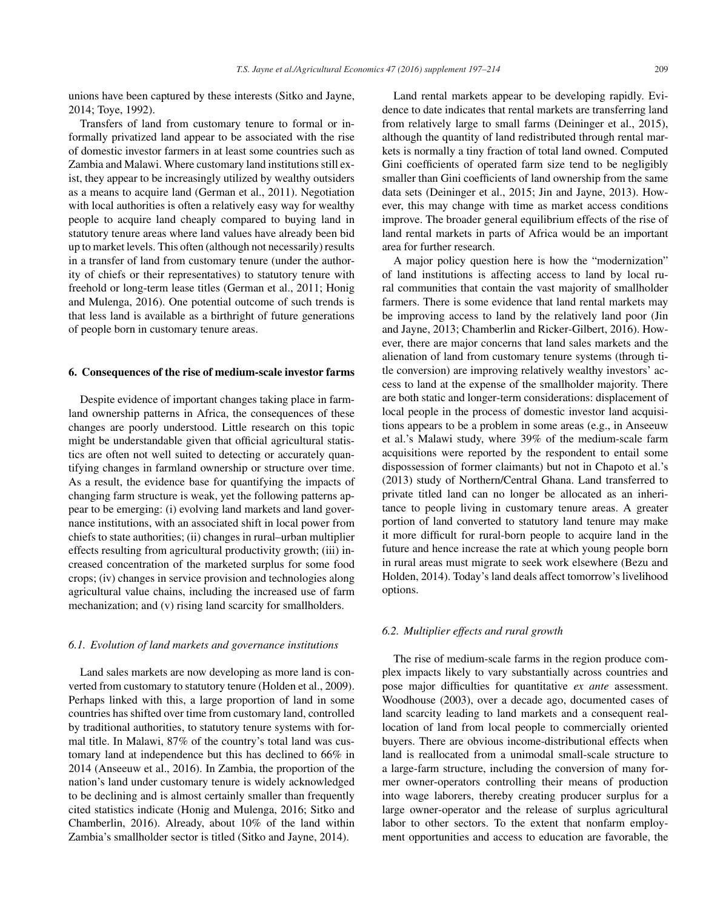unions have been captured by these interests (Sitko and Jayne, 2014; Toye, 1992).

Transfers of land from customary tenure to formal or informally privatized land appear to be associated with the rise of domestic investor farmers in at least some countries such as Zambia and Malawi. Where customary land institutions still exist, they appear to be increasingly utilized by wealthy outsiders as a means to acquire land (German et al., 2011). Negotiation with local authorities is often a relatively easy way for wealthy people to acquire land cheaply compared to buying land in statutory tenure areas where land values have already been bid up to market levels. This often (although not necessarily) results in a transfer of land from customary tenure (under the authority of chiefs or their representatives) to statutory tenure with freehold or long-term lease titles (German et al., 2011; Honig and Mulenga, 2016). One potential outcome of such trends is that less land is available as a birthright of future generations of people born in customary tenure areas.

## 6. Consequences of the rise of medium-scale investor farms

Despite evidence of important changes taking place in farmland ownership patterns in Africa, the consequences of these changes are poorly understood. Little research on this topic might be understandable given that official agricultural statistics are often not well suited to detecting or accurately quantifying changes in farmland ownership or structure over time. As a result, the evidence base for quantifying the impacts of changing farm structure is weak, yet the following patterns appear to be emerging: (i) evolving land markets and land governance institutions, with an associated shift in local power from chiefs to state authorities; (ii) changes in rural–urban multiplier effects resulting from agricultural productivity growth; (iii) increased concentration of the marketed surplus for some food crops; (iv) changes in service provision and technologies along agricultural value chains, including the increased use of farm mechanization; and (v) rising land scarcity for smallholders.

### 6.1. Evolution of land markets and governance institutions

Land sales markets are now developing as more land is converted from customary to statutory tenure (Holden et al., 2009). Perhaps linked with this, a large proportion of land in some countries has shifted over time from customary land, controlled by traditional authorities, to statutory tenure systems with formal title. In Malawi, 87% of the country's total land was customary land at independence but this has declined to 66% in 2014 (Anseeuw et al., 2016). In Zambia, the proportion of the nation's land under customary tenure is widely acknowledged to be declining and is almost certainly smaller than frequently cited statistics indicate (Honig and Mulenga, 2016; Sitko and Chamberlin, 2016). Already, about 10% of the land within Zambia's smallholder sector is titled (Sitko and Jayne, 2014).

Land rental markets appear to be developing rapidly. Evidence to date indicates that rental markets are transferring land from relatively large to small farms (Deininger et al., 2015), although the quantity of land redistributed through rental markets is normally a tiny fraction of total land owned. Computed Gini coefficients of operated farm size tend to be negligibly smaller than Gini coefficients of land ownership from the same data sets (Deininger et al., 2015; Jin and Jayne, 2013). However, this may change with time as market access conditions improve. The broader general equilibrium effects of the rise of land rental markets in parts of Africa would be an important area for further research.

A major policy question here is how the "modernization" of land institutions is affecting access to land by local rural communities that contain the vast majority of smallholder farmers. There is some evidence that land rental markets may be improving access to land by the relatively land poor (Jin and Jayne, 2013; Chamberlin and Ricker-Gilbert, 2016). However, there are major concerns that land sales markets and the alienation of land from customary tenure systems (through title conversion) are improving relatively wealthy investors' access to land at the expense of the smallholder majority. There are both static and longer-term considerations: displacement of local people in the process of domestic investor land acquisitions appears to be a problem in some areas (e.g., in Anseeuw et al.'s Malawi study, where 39% of the medium-scale farm acquisitions were reported by the respondent to entail some dispossession of former claimants) but not in Chapoto et al.'s (2013) study of Northern/Central Ghana. Land transferred to private titled land can no longer be allocated as an inheritance to people living in customary tenure areas. A greater portion of land converted to statutory land tenure may make it more difficult for rural-born people to acquire land in the future and hence increase the rate at which young people born in rural areas must migrate to seek work elsewhere (Bezu and Holden, 2014). Today's land deals affect tomorrow's livelihood options.

### 6.2. Multiplier effects and rural growth

The rise of medium-scale farms in the region produce complex impacts likely to vary substantially across countries and pose major difficulties for quantitative *ex ante* assessment. Woodhouse (2003), over a decade ago, documented cases of land scarcity leading to land markets and a consequent reallocation of land from local people to commercially oriented buyers. There are obvious income-distributional effects when land is reallocated from a unimodal small-scale structure to a large-farm structure, including the conversion of many former owner-operators controlling their means of production into wage laborers, thereby creating producer surplus for a large owner-operator and the release of surplus agricultural labor to other sectors. To the extent that nonfarm employment opportunities and access to education are favorable, the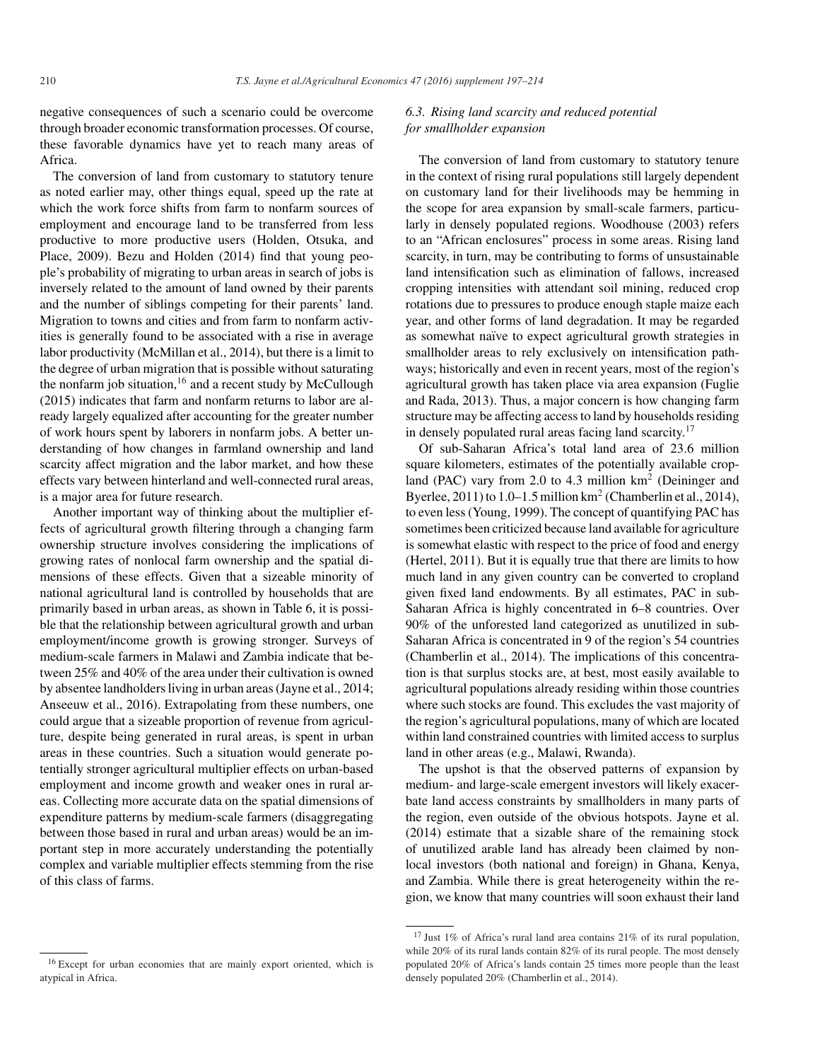negative consequences of such a scenario could be overcome through broader economic transformation processes. Of course, these favorable dynamics have yet to reach many areas of Africa.

The conversion of land from customary to statutory tenure as noted earlier may, other things equal, speed up the rate at which the work force shifts from farm to nonfarm sources of employment and encourage land to be transferred from less productive to more productive users (Holden, Otsuka, and Place, 2009). Bezu and Holden (2014) find that young people's probability of migrating to urban areas in search of jobs is inversely related to the amount of land owned by their parents and the number of siblings competing for their parents' land. Migration to towns and cities and from farm to nonfarm activities is generally found to be associated with a rise in average labor productivity (McMillan et al., 2014), but there is a limit to the degree of urban migration that is possible without saturating the nonfarm job situation,[16] and a recent study by McCullough (2015) indicates that farm and nonfarm returns to labor are already largely equalized after accounting for the greater number of work hours spent by laborers in nonfarm jobs. A better understanding of how changes in farmland ownership and land scarcity affect migration and the labor market, and how these effects vary between hinterland and well-connected rural areas, is a major area for future research.

Another important way of thinking about the multiplier effects of agricultural growth filtering through a changing farm ownership structure involves considering the implications of growing rates of nonlocal farm ownership and the spatial dimensions of these effects. Given that a sizeable minority of national agricultural land is controlled by households that are primarily based in urban areas, as shown in Table 6, it is possible that the relationship between agricultural growth and urban employment/income growth is growing stronger. Surveys of medium-scale farmers in Malawi and Zambia indicate that between 25% and 40% of the area under their cultivation is owned by absentee landholders living in urban areas (Jayne et al., 2014; Anseeuw et al., 2016). Extrapolating from these numbers, one could argue that a sizeable proportion of revenue from agriculture, despite being generated in rural areas, is spent in urban areas in these countries. Such a situation would generate potentially stronger agricultural multiplier effects on urban-based employment and income growth and weaker ones in rural areas. Collecting more accurate data on the spatial dimensions of expenditure patterns by medium-scale farmers (disaggregating between those based in rural and urban areas) would be an important step in more accurately understanding the potentially complex and variable multiplier effects stemming from the rise of this class of farms.

### *6.3. Rising land scarcity and reduced potential for smallholder expansion*

The conversion of land from customary to statutory tenure in the context of rising rural populations still largely dependent on customary land for their livelihoods may be hemming in the scope for area expansion by small-scale farmers, particularly in densely populated regions. Woodhouse (2003) refers to an "African enclosures" process in some areas. Rising land scarcity, in turn, may be contributing to forms of unsustainable land intensification such as elimination of fallows, increased cropping intensities with attendant soil mining, reduced crop rotations due to pressures to produce enough staple maize each year, and other forms of land degradation. It may be regarded as somewhat naïve to expect agricultural growth strategies in smallholder areas to rely exclusively on intensification pathways; historically and even in recent years, most of the region's agricultural growth has taken place via area expansion (Fuglie and Rada, 2013). Thus, a major concern is how changing farm structure may be affecting access to land by households residing in densely populated rural areas facing land scarcity.[17]

Of sub-Saharan Africa's total land area of 23.6 million square kilometers, estimates of the potentially available cropland (PAC) vary from 2.0 to 4.3 million km$^2$ (Deininger and Byerlee, 2011) to 1.0–1.5 million km$^2$ (Chamberlin et al., 2014), to even less (Young, 1999). The concept of quantifying PAC has sometimes been criticized because land available for agriculture is somewhat elastic with respect to the price of food and energy (Hertel, 2011). But it is equally true that there are limits to how much land in any given country can be converted to cropland given fixed land endowments. By all estimates, PAC in sub-Saharan Africa is highly concentrated in 6–8 countries. Over 90% of the unforested land categorized as unutilized in sub-Saharan Africa is concentrated in 9 of the region's 54 countries (Chamberlin et al., 2014). The implications of this concentration is that surplus stocks are, at best, most easily available to agricultural populations already residing within those countries where such stocks are found. This excludes the vast majority of the region's agricultural populations, many of which are located within land constrained countries with limited access to surplus land in other areas (e.g., Malawi, Rwanda).

The upshot is that the observed patterns of expansion by medium- and large-scale emergent investors will likely exacerbate land access constraints by smallholders in many parts of the region, even outside of the obvious hotspots. Jayne et al. (2014) estimate that a sizable share of the remaining stock of unutilized arable land has already been claimed by nonlocal investors (both national and foreign) in Ghana, Kenya, and Zambia. While there is great heterogeneity within the region, we know that many countries will soon exhaust their land

[16] Except for urban economies that are mainly export oriented, which is atypical in Africa.

[17] Just 1% of Africa's rural land area contains 21% of its rural population, while 20% of its rural lands contain 82% of its rural people. The most densely populated 20% of Africa's lands contain 25 times more people than the least densely populated 20% (Chamberlin et al., 2014).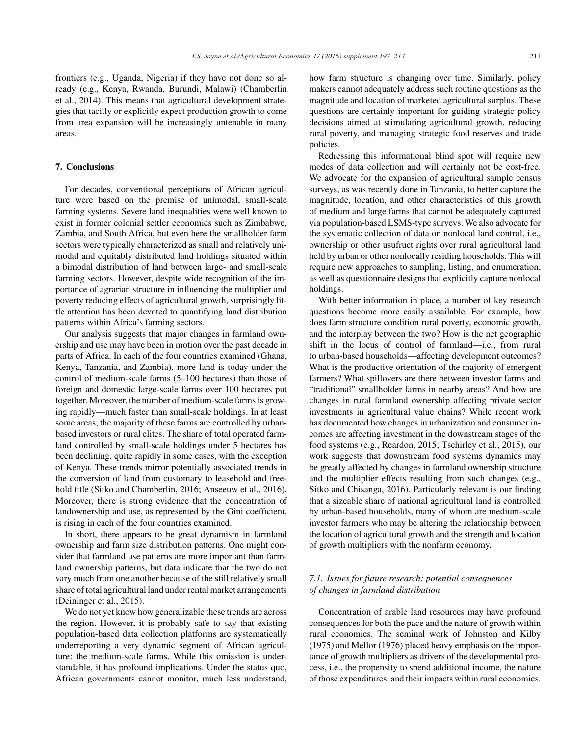frontiers (e.g., Uganda, Nigeria) if they have not done so already (e.g., Kenya, Rwanda, Burundi, Malawi) (Chamberlin et al., 2014). This means that agricultural development strategies that tacitly or explicitly expect production growth to come from area expansion will be increasingly untenable in many areas.

## 7. Conclusions

For decades, conventional perceptions of African agriculture were based on the premise of unimodal, small-scale farming systems. Severe land inequalities were well known to exist in former colonial settler economies such as Zimbabwe, Zambia, and South Africa, but even here the smallholder farm sectors were typically characterized as small and relatively unimodal and equitably distributed land holdings situated within a bimodal distribution of land between large- and small-scale farming sectors. However, despite wide recognition of the importance of agrarian structure in influencing the multiplier and poverty reducing effects of agricultural growth, surprisingly little attention has been devoted to quantifying land distribution patterns within Africa's farming sectors.

Our analysis suggests that major changes in farmland ownership and use may have been in motion over the past decade in parts of Africa. In each of the four countries examined (Ghana, Kenya, Tanzania, and Zambia), more land is today under the control of medium-scale farms (5–100 hectares) than those of foreign and domestic large-scale farms over 100 hectares put together. Moreover, the number of medium-scale farms is growing rapidly—much faster than small-scale holdings. In at least some areas, the majority of these farms are controlled by urban-based investors or rural elites. The share of total operated farmland controlled by small-scale holdings under 5 hectares has been declining, quite rapidly in some cases, with the exception of Kenya. These trends mirror potentially associated trends in the conversion of land from customary to leasehold and freehold title (Sitko and Chamberlin, 2016; Anseeuw et al., 2016). Moreover, there is strong evidence that the concentration of landownership and use, as represented by the Gini coefficient, is rising in each of the four countries examined.

In short, there appears to be great dynamism in farmland ownership and farm size distribution patterns. One might consider that farmland use patterns are more important than farmland ownership patterns, but data indicate that the two do not vary much from one another because of the still relatively small share of total agricultural land under rental market arrangements (Deininger et al., 2015).

We do not yet know how generalizable these trends are across the region. However, it is probably safe to say that existing population-based data collection platforms are systematically underreporting a very dynamic segment of African agriculture: the medium-scale farms. While this omission is understandable, it has profound implications. Under the status quo, African governments cannot monitor, much less understand, how farm structure is changing over time. Similarly, policy makers cannot adequately address such routine questions as the magnitude and location of marketed agricultural surplus. These questions are certainly important for guiding strategic policy decisions aimed at stimulating agricultural growth, reducing rural poverty, and managing strategic food reserves and trade policies.

Redressing this informational blind spot will require new modes of data collection and will certainly not be cost-free. We advocate for the expansion of agricultural sample census surveys, as was recently done in Tanzania, to better capture the magnitude, location, and other characteristics of this growth of medium and large farms that cannot be adequately captured via population-based LSMS-type surveys. We also advocate for the systematic collection of data on nonlocal land control, i.e., ownership or other usufruct rights over rural agricultural land held by urban or other nonlocally residing households. This will require new approaches to sampling, listing, and enumeration, as well as questionnaire designs that explicitly capture nonlocal holdings.

With better information in place, a number of key research questions become more easily assailable. For example, how does farm structure condition rural poverty, economic growth, and the interplay between the two? How is the net geographic shift in the locus of control of farmland—i.e., from rural to urban-based households—affecting development outcomes? What is the productive orientation of the majority of emergent farmers? What spillovers are there between investor farms and "traditional" smallholder farms in nearby areas? And how are changes in rural farmland ownership affecting private sector investments in agricultural value chains? While recent work has documented how changes in urbanization and consumer incomes are affecting investment in the downstream stages of the food systems (e.g., Reardon, 2015; Tschirley et al., 2015), our work suggests that downstream food systems dynamics may be greatly affected by changes in farmland ownership structure and the multiplier effects resulting from such changes (e.g., Sitko and Chisanga, 2016). Particularly relevant is our finding that a sizeable share of national agricultural land is controlled by urban-based households, many of whom are medium-scale investor farmers who may be altering the relationship between the location of agricultural growth and the strength and location of growth multipliers with the nonfarm economy.

### 7.1. Issues for future research: potential consequences of changes in farmland distribution

Concentration of arable land resources may have profound consequences for both the pace and the nature of growth within rural economies. The seminal work of Johnston and Kilby (1975) and Mellor (1976) placed heavy emphasis on the importance of growth multipliers as drivers of the developmental process, i.e., the propensity to spend additional income, the nature of those expenditures, and their impacts within rural economies.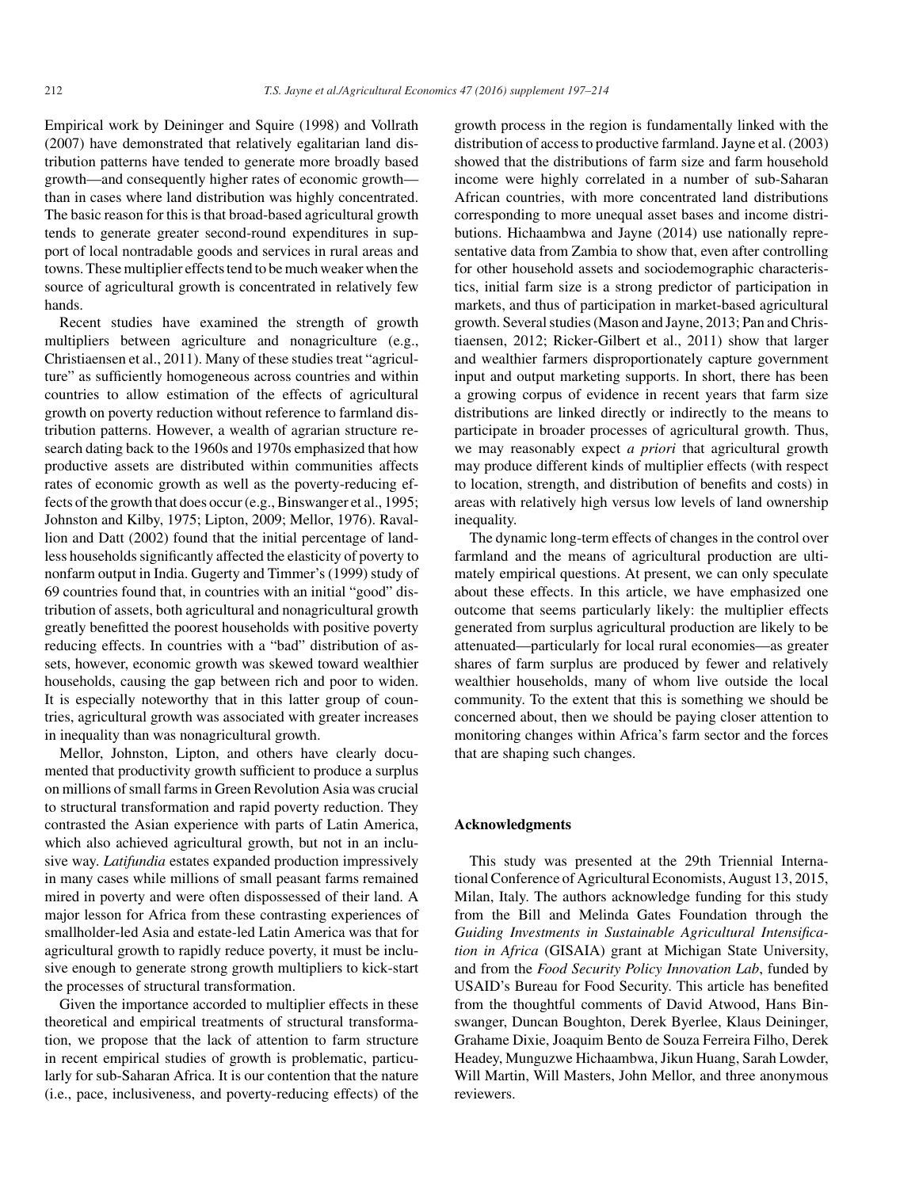Empirical work by Deininger and Squire (1998) and Vollrath (2007) have demonstrated that relatively egalitarian land distribution patterns have tended to generate more broadly based growth—and consequently higher rates of economic growth—than in cases where land distribution was highly concentrated. The basic reason for this is that broad-based agricultural growth tends to generate greater second-round expenditures in support of local nontradable goods and services in rural areas and towns. These multiplier effects tend to be much weaker when the source of agricultural growth is concentrated in relatively few hands.

Recent studies have examined the strength of growth multipliers between agriculture and nonagriculture (e.g., Christiaensen et al., 2011). Many of these studies treat "agriculture" as sufficiently homogeneous across countries and within countries to allow estimation of the effects of agricultural growth on poverty reduction without reference to farmland distribution patterns. However, a wealth of agrarian structure research dating back to the 1960s and 1970s emphasized that how productive assets are distributed within communities affects rates of economic growth as well as the poverty-reducing effects of the growth that does occur (e.g., Binswanger et al., 1995; Johnston and Kilby, 1975; Lipton, 2009; Mellor, 1976). Ravallion and Datt (2002) found that the initial percentage of landless households significantly affected the elasticity of poverty to nonfarm output in India. Gugerty and Timmer's (1999) study of 69 countries found that, in countries with an initial "good" distribution of assets, both agricultural and nonagricultural growth greatly benefitted the poorest households with positive poverty reducing effects. In countries with a "bad" distribution of assets, however, economic growth was skewed toward wealthier households, causing the gap between rich and poor to widen. It is especially noteworthy that in this latter group of countries, agricultural growth was associated with greater increases in inequality than was nonagricultural growth.

Mellor, Johnston, Lipton, and others have clearly documented that productivity growth sufficient to produce a surplus on millions of small farms in Green Revolution Asia was crucial to structural transformation and rapid poverty reduction. They contrasted the Asian experience with parts of Latin America, which also achieved agricultural growth, but not in an inclusive way. *Latifundia* estates expanded production impressively in many cases while millions of small peasant farms remained mired in poverty and were often dispossessed of their land. A major lesson for Africa from these contrasting experiences of smallholder-led Asia and estate-led Latin America was that for agricultural growth to rapidly reduce poverty, it must be inclusive enough to generate strong growth multipliers to kick-start the processes of structural transformation.

Given the importance accorded to multiplier effects in these theoretical and empirical treatments of structural transformation, we propose that the lack of attention to farm structure in recent empirical studies of growth is problematic, particularly for sub-Saharan Africa. It is our contention that the nature (i.e., pace, inclusiveness, and poverty-reducing effects) of the growth process in the region is fundamentally linked with the distribution of access to productive farmland. Jayne et al. (2003) showed that the distributions of farm size and farm household income were highly correlated in a number of sub-Saharan African countries, with more concentrated land distributions corresponding to more unequal asset bases and income distributions. Hichaambwa and Jayne (2014) use nationally representative data from Zambia to show that, even after controlling for other household assets and sociodemographic characteristics, initial farm size is a strong predictor of participation in markets, and thus of participation in market-based agricultural growth. Several studies (Mason and Jayne, 2013; Pan and Christiaensen, 2012; Ricker-Gilbert et al., 2011) show that larger and wealthier farmers disproportionately capture government input and output marketing supports. In short, there has been a growing corpus of evidence in recent years that farm size distributions are linked directly or indirectly to the means to participate in broader processes of agricultural growth. Thus, we may reasonably expect *a priori* that agricultural growth may produce different kinds of multiplier effects (with respect to location, strength, and distribution of benefits and costs) in areas with relatively high versus low levels of land ownership inequality.

The dynamic long-term effects of changes in the control over farmland and the means of agricultural production are ultimately empirical questions. At present, we can only speculate about these effects. In this article, we have emphasized one outcome that seems particularly likely: the multiplier effects generated from surplus agricultural production are likely to be attenuated—particularly for local rural economies—as greater shares of farm surplus are produced by fewer and relatively wealthier households, many of whom live outside the local community. To the extent that this is something we should be concerned about, then we should be paying closer attention to monitoring changes within Africa's farm sector and the forces that are shaping such changes.

## Acknowledgments

This study was presented at the 29th Triennial International Conference of Agricultural Economists, August 13, 2015, Milan, Italy. The authors acknowledge funding for this study from the Bill and Melinda Gates Foundation through the *Guiding Investments in Sustainable Agricultural Intensification in Africa* (GISAIA) grant at Michigan State University, and from the *Food Security Policy Innovation Lab*, funded by USAID's Bureau for Food Security. This article has benefited from the thoughtful comments of David Atwood, Hans Binswanger, Duncan Boughton, Derek Byerlee, Klaus Deininger, Grahame Dixie, Joaquim Bento de Souza Ferreira Filho, Derek Headey, Munguzwe Hichaambwa, Jikun Huang, Sarah Lowder, Will Martin, Will Masters, John Mellor, and three anonymous reviewers.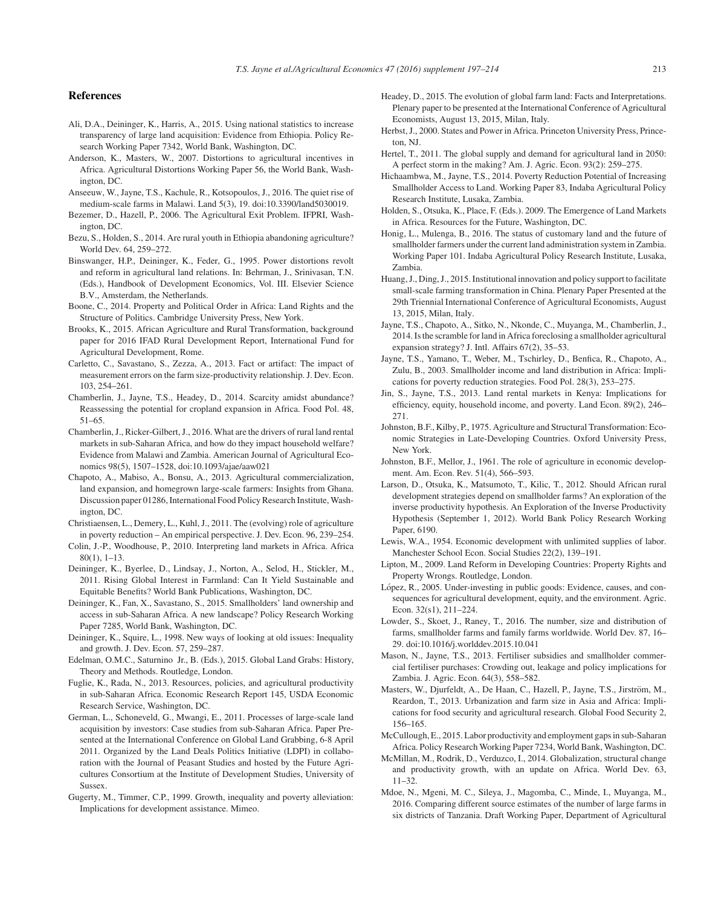## References

Ali, D.A., Deininger, K., Harris, A., 2015. Using national statistics to increase transparency of large land acquisition: Evidence from Ethiopia. Policy Research Working Paper 7342, World Bank, Washington, DC.

Anderson, K., Masters, W., 2007. Distortions to agricultural incentives in Africa. Agricultural Distortions Working Paper 56, the World Bank, Washington, DC.

Anseeuw, W., Jayne, T.S., Kachule, R., Kotsopoulos, J., 2016. The quiet rise of medium-scale farms in Malawi. Land 5(3), 19. doi:10.3390/land5030019.

Bezemer, D., Hazell, P., 2006. The Agricultural Exit Problem. IFPRI, Washington, DC.

Bezu, S., Holden, S., 2014. Are rural youth in Ethiopia abandoning agriculture? World Dev. 64, 259–272.

Binswanger, H.P., Deininger, K., Feder, G., 1995. Power distortions revolt and reform in agricultural land relations. In: Behrman, J., Srinivasan, T.N. (Eds.), Handbook of Development Economics, Vol. III. Elsevier Science B.V., Amsterdam, the Netherlands.

Boone, C., 2014. Property and Political Order in Africa: Land Rights and the Structure of Politics. Cambridge University Press, New York.

Brooks, K., 2015. African Agriculture and Rural Transformation, background paper for 2016 IFAD Rural Development Report, International Fund for Agricultural Development, Rome.

Carletto, C., Savastano, S., Zezza, A., 2013. Fact or artifact: The impact of measurement errors on the farm size-productivity relationship. J. Dev. Econ. 103, 254–261.

Chamberlin, J., Jayne, T.S., Headey, D., 2014. Scarcity amidst abundance? Reassessing the potential for cropland expansion in Africa. Food Pol. 48, 51–65.

Chamberlin, J., Ricker-Gilbert, J., 2016. What are the drivers of rural land rental markets in sub-Saharan Africa, and how do they impact household welfare? Evidence from Malawi and Zambia. American Journal of Agricultural Economics 98(5), 1507–1528, doi:10.1093/ajae/aaw021

Chapoto, A., Mabiso, A., Bonsu, A., 2013. Agricultural commercialization, land expansion, and homegrown large-scale farmers: Insights from Ghana. Discussion paper 01286, International Food Policy Research Institute, Washington, DC.

Christiaensen, L., Demery, L., Kuhl, J., 2011. The (evolving) role of agriculture in poverty reduction – An empirical perspective. J. Dev. Econ. 96, 239–254.

Colin, J.-P., Woodhouse, P., 2010. Interpreting land markets in Africa. Africa 80(1), 1–13.

Deininger, K., Byerlee, D., Lindsay, J., Norton, A., Selod, H., Stickler, M., 2011. Rising Global Interest in Farmland: Can It Yield Sustainable and Equitable Benefits? World Bank Publications, Washington, DC.

Deininger, K., Fan, X., Savastano, S., 2015. Smallholders' land ownership and access in sub-Saharan Africa. A new landscape? Policy Research Working Paper 7285, World Bank, Washington, DC.

Deininger, K., Squire, L., 1998. New ways of looking at old issues: Inequality and growth. J. Dev. Econ. 57, 259–287.

Edelman, O.M.C., Saturnino Jr., B. (Eds.), 2015. Global Land Grabs: History, Theory and Methods. Routledge, London.

Fuglie, K., Rada, N., 2013. Resources, policies, and agricultural productivity in sub-Saharan Africa. Economic Research Report 145, USDA Economic Research Service, Washington, DC.

German, L., Schoneveld, G., Mwangi, E., 2011. Processes of large-scale land acquisition by investors: Case studies from sub-Saharan Africa. Paper Presented at the International Conference on Global Land Grabbing, 6-8 April 2011. Organized by the Land Deals Politics Initiative (LDPI) in collaboration with the Journal of Peasant Studies and hosted by the Future Agricultures Consortium at the Institute of Development Studies, University of Sussex.

Gugerty, M., Timmer, C.P., 1999. Growth, inequality and poverty alleviation: Implications for development assistance. Mimeo.

Headey, D., 2015. The evolution of global farm land: Facts and Interpretations. Plenary paper to be presented at the International Conference of Agricultural Economists, August 13, 2015, Milan, Italy.

Herbst, J., 2000. States and Power in Africa. Princeton University Press, Princeton, NJ.

Hertel, T., 2011. The global supply and demand for agricultural land in 2050: A perfect storm in the making? Am. J. Agric. Econ. 93(2): 259–275.

Hichaambwa, M., Jayne, T.S., 2014. Poverty Reduction Potential of Increasing Smallholder Access to Land. Working Paper 83, Indaba Agricultural Policy Research Institute, Lusaka, Zambia.

Holden, S., Otsuka, K., Place, F. (Eds.). 2009. The Emergence of Land Markets in Africa. Resources for the Future, Washington, DC.

Honig, L., Mulenga, B., 2016. The status of customary land and the future of smallholder farmers under the current land administration system in Zambia. Working Paper 101. Indaba Agricultural Policy Research Institute, Lusaka, Zambia.

Huang, J., Ding, J., 2015. Institutional innovation and policy support to facilitate small-scale farming transformation in China. Plenary Paper Presented at the 29th Triennial International Conference of Agricultural Economists, August 13, 2015, Milan, Italy.

Jayne, T.S., Chapoto, A., Sitko, N., Nkonde, C., Muyanga, M., Chamberlin, J., 2014. Is the scramble for land in Africa foreclosing a smallholder agricultural expansion strategy? J. Intl. Affairs 67(2), 35–53.

Jayne, T.S., Yamano, T., Weber, M., Tschirley, D., Benfica, R., Chapoto, A., Zulu, B., 2003. Smallholder income and land distribution in Africa: Implications for poverty reduction strategies. Food Pol. 28(3), 253–275.

Jin, S., Jayne, T.S., 2013. Land rental markets in Kenya: Implications for efficiency, equity, household income, and poverty. Land Econ. 89(2), 246–271.

Johnston, B.F., Kilby, P., 1975. Agriculture and Structural Transformation: Economic Strategies in Late-Developing Countries. Oxford University Press, New York.

Johnston, B.F., Mellor, J., 1961. The role of agriculture in economic development. Am. Econ. Rev. 51(4), 566–593.

Larson, D., Otsuka, K., Matsumoto, T., Kilic, T., 2012. Should African rural development strategies depend on smallholder farms? An exploration of the inverse productivity hypothesis. An Exploration of the Inverse Productivity Hypothesis (September 1, 2012). World Bank Policy Research Working Paper, 6190.

Lewis, W.A., 1954. Economic development with unlimited supplies of labor. Manchester School Econ. Social Studies 22(2), 139–191.

Lipton, M., 2009. Land Reform in Developing Countries: Property Rights and Property Wrongs. Routledge, London.

López, R., 2005. Under-investing in public goods: Evidence, causes, and consequences for agricultural development, equity, and the environment. Agric. Econ. 32(s1), 211–224.

Lowder, S., Skoet, J., Raney, T., 2016. The number, size and distribution of farms, smallholder farms and family farms worldwide. World Dev. 87, 16–29. doi:10.1016/j.worlddev.2015.10.041

Mason, N., Jayne, T.S., 2013. Fertiliser subsidies and smallholder commercial fertiliser purchases: Crowding out, leakage and policy implications for Zambia. J. Agric. Econ. 64(3), 558–582.

Masters, W., Djurfeldt, A., De Haan, C., Hazell, P., Jayne, T.S., Jirström, M., Reardon, T., 2013. Urbanization and farm size in Asia and Africa: Implications for food security and agricultural research. Global Food Security 2, 156–165.

McCullough, E., 2015. Labor productivity and employment gaps in sub-Saharan Africa. Policy Research Working Paper 7234, World Bank, Washington, DC.

McMillan, M., Rodrik, D., Verduzco, I., 2014. Globalization, structural change and productivity growth, with an update on Africa. World Dev. 63, 11–32.

Mdoe, N., Mgeni, M. C., Sileya, J., Magomba, C., Minde, I., Muyanga, M., 2016. Comparing different source estimates of the number of large farms in six districts of Tanzania. Draft Working Paper, Department of Agricultural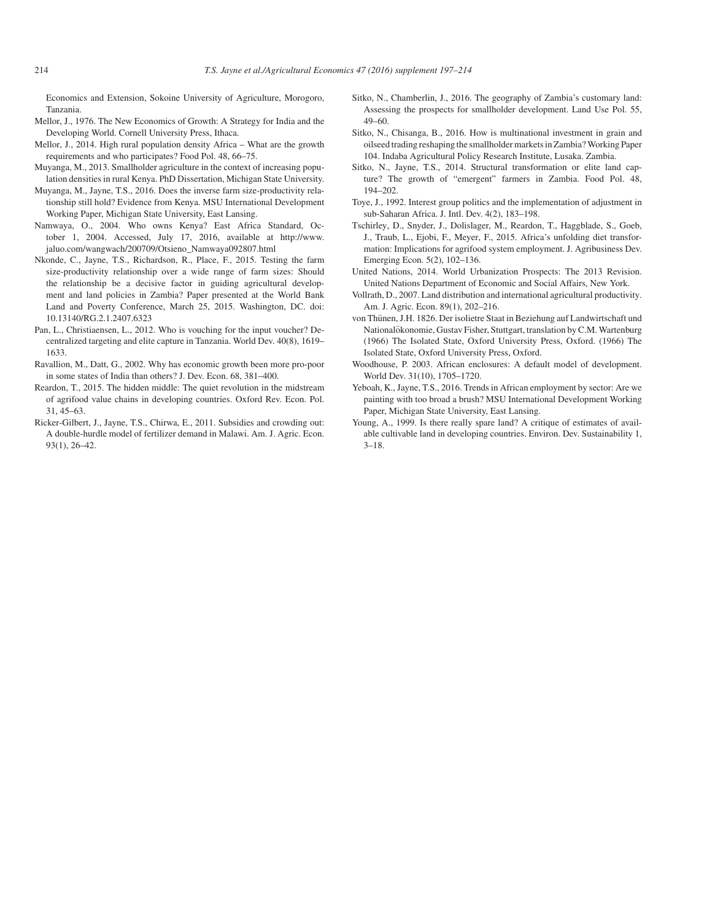Economics and Extension, Sokoine University of Agriculture, Morogoro, Tanzania.

Mellor, J., 1976. The New Economics of Growth: A Strategy for India and the Developing World. Cornell University Press, Ithaca.

Mellor, J., 2014. High rural population density Africa – What are the growth requirements and who participates? Food Pol. 48, 66–75.

Muyanga, M., 2013. Smallholder agriculture in the context of increasing population densities in rural Kenya. PhD Dissertation, Michigan State University.

Muyanga, M., Jayne, T.S., 2016. Does the inverse farm size-productivity relationship still hold? Evidence from Kenya. MSU International Development Working Paper, Michigan State University, East Lansing.

Namwaya, O., 2004. Who owns Kenya? East Africa Standard, October 1, 2004. Accessed, July 17, 2016, available at http://www.jaluo.com/wangwach/200709/Otsieno_Namwaya092807.html

Nkonde, C., Jayne, T.S., Richardson, R., Place, F., 2015. Testing the farm size-productivity relationship over a wide range of farm sizes: Should the relationship be a decisive factor in guiding agricultural development and land policies in Zambia? Paper presented at the World Bank Land and Poverty Conference, March 25, 2015. Washington, DC. doi: 10.13140/RG.2.1.2407.6323

Pan, L., Christiaensen, L., 2012. Who is vouching for the input voucher? Decentralized targeting and elite capture in Tanzania. World Dev. 40(8), 1619–1633.

Ravallion, M., Datt, G., 2002. Why has economic growth been more pro-poor in some states of India than others? J. Dev. Econ. 68, 381–400.

Reardon, T., 2015. The hidden middle: The quiet revolution in the midstream of agrifood value chains in developing countries. Oxford Rev. Econ. Pol. 31, 45–63.

Ricker-Gilbert, J., Jayne, T.S., Chirwa, E., 2011. Subsidies and crowding out: A double-hurdle model of fertilizer demand in Malawi. Am. J. Agric. Econ. 93(1), 26–42.

Sitko, N., Chamberlin, J., 2016. The geography of Zambia's customary land: Assessing the prospects for smallholder development. Land Use Pol. 55, 49–60.

Sitko, N., Chisanga, B., 2016. How is multinational investment in grain and oilseed trading reshaping the smallholder markets in Zambia? Working Paper 104. Indaba Agricultural Policy Research Institute, Lusaka. Zambia.

Sitko, N., Jayne, T.S., 2014. Structural transformation or elite land capture? The growth of "emergent" farmers in Zambia. Food Pol. 48, 194–202.

Toye, J., 1992. Interest group politics and the implementation of adjustment in sub-Saharan Africa. J. Intl. Dev. 4(2), 183–198.

Tschirley, D., Snyder, J., Dolislager, M., Reardon, T., Haggblade, S., Goeb, J., Traub, L., Ejobi, F., Meyer, F., 2015. Africa's unfolding diet transformation: Implications for agrifood system employment. J. Agribusiness Dev. Emerging Econ. 5(2), 102–136.

United Nations, 2014. World Urbanization Prospects: The 2013 Revision. United Nations Department of Economic and Social Affairs, New York.

Vollrath, D., 2007. Land distribution and international agricultural productivity. Am. J. Agric. Econ. 89(1), 202–216.

von Thünen, J.H. 1826. Der isolietre Staat in Beziehung auf Landwirtschaft und Nationalökonomie, Gustav Fisher, Stuttgart, translation by C.M. Wartenburg (1966) The Isolated State, Oxford University Press, Oxford. (1966) The Isolated State, Oxford University Press, Oxford.

Woodhouse, P. 2003. African enclosures: A default model of development. World Dev. 31(10), 1705–1720.

Yeboah, K., Jayne, T.S., 2016. Trends in African employment by sector: Are we painting with too broad a brush? MSU International Development Working Paper, Michigan State University, East Lansing.

Young, A., 1999. Is there really spare land? A critique of estimates of available cultivable land in developing countries. Environ. Dev. Sustainability 1, 3–18.